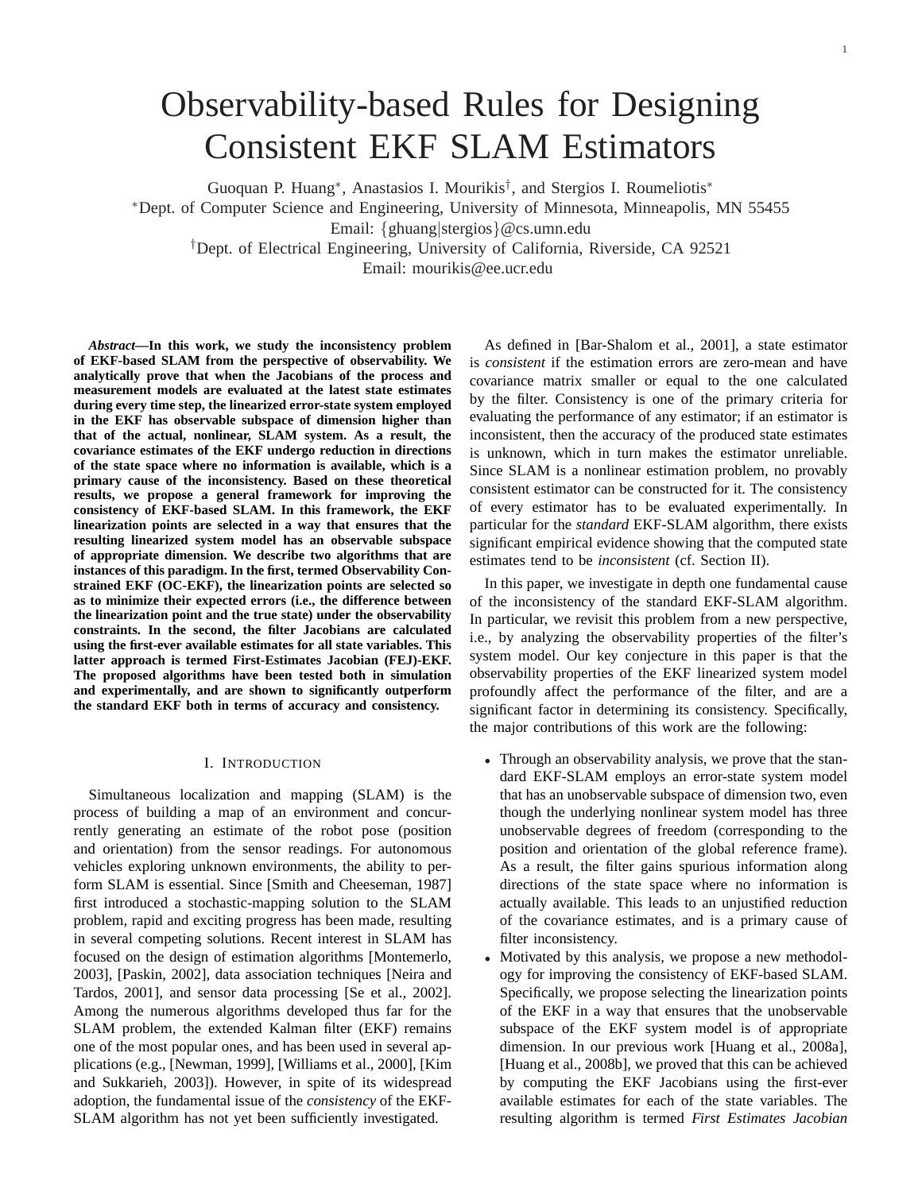// Observability-based Rules for Designing Consistent EKF SLAM Estimators

Guoquan P. Huang[*], Anastasios I. Mourikis[†], and Stergios I. Roumeliotis[*]

[*]Dept. of Computer Science and Engineering, University of Minnesota, Minneapolis, MN 55455

Email: {ghuang|stergios}@cs.umn.edu

[†]Dept. of Electrical Engineering, University of California, Riverside, CA 92521

Email: mourikis@ee.ucr.edu

***Abstract*—In this work, we study the inconsistency problem of EKF-based SLAM from the perspective of observability. We analytically prove that when the Jacobians of the process and measurement models are evaluated at the latest state estimates during every time step, the linearized error-state system employed in the EKF has observable subspace of dimension higher than that of the actual, nonlinear, SLAM system. As a result, the covariance estimates of the EKF undergo reduction in directions of the state space where no information is available, which is a primary cause of the inconsistency. Based on these theoretical results, we propose a general framework for improving the consistency of EKF-based SLAM. In this framework, the EKF linearization points are selected in a way that ensures that the resulting linearized system model has an observable subspace of appropriate dimension. We describe two algorithms that are instances of this paradigm. In the first, termed Observability Constrained EKF (OC-EKF), the linearization points are selected so as to minimize their expected errors (i.e., the difference between the linearization point and the true state) under the observability constraints. In the second, the filter Jacobians are calculated using the first-ever available estimates for all state variables. This latter approach is termed First-Estimates Jacobian (FEJ)-EKF. The proposed algorithms have been tested both in simulation and experimentally, and are shown to significantly outperform the standard EKF both in terms of accuracy and consistency.**

## I. Introduction

Simultaneous localization and mapping (SLAM) is the process of building a map of an environment and concurrently generating an estimate of the robot pose (position and orientation) from the sensor readings. For autonomous vehicles exploring unknown environments, the ability to perform SLAM is essential. Since [Smith and Cheeseman, 1987] first introduced a stochastic-mapping solution to the SLAM problem, rapid and exciting progress has been made, resulting in several competing solutions. Recent interest in SLAM has focused on the design of estimation algorithms [Montemerlo, 2003], [Paskin, 2002], data association techniques [Neira and Tardos, 2001], and sensor data processing [Se et al., 2002]. Among the numerous algorithms developed thus far for the SLAM problem, the extended Kalman filter (EKF) remains one of the most popular ones, and has been used in several applications (e.g., [Newman, 1999], [Williams et al., 2000], [Kim and Sukkarieh, 2003]). However, in spite of its widespread adoption, the fundamental issue of the *consistency* of the EKF-SLAM algorithm has not yet been sufficiently investigated.

As defined in [Bar-Shalom et al., 2001], a state estimator is *consistent* if the estimation errors are zero-mean and have covariance matrix smaller or equal to the one calculated by the filter. Consistency is one of the primary criteria for evaluating the performance of any estimator; if an estimator is inconsistent, then the accuracy of the produced state estimates is unknown, which in turn makes the estimator unreliable. Since SLAM is a nonlinear estimation problem, no provably consistent estimator can be constructed for it. The consistency of every estimator has to be evaluated experimentally. In particular for the *standard* EKF-SLAM algorithm, there exists significant empirical evidence showing that the computed state estimates tend to be *inconsistent* (cf. Section II).

In this paper, we investigate in depth one fundamental cause of the inconsistency of the standard EKF-SLAM algorithm. In particular, we revisit this problem from a new perspective, i.e., by analyzing the observability properties of the filter's system model. Our key conjecture in this paper is that the observability properties of the EKF linearized system model profoundly affect the performance of the filter, and are a significant factor in determining its consistency. Specifically, the major contributions of this work are the following:

- Through an observability analysis, we prove that the standard EKF-SLAM employs an error-state system model that has an unobservable subspace of dimension two, even though the underlying nonlinear system model has three unobservable degrees of freedom (corresponding to the position and orientation of the global reference frame). As a result, the filter gains spurious information along directions of the state space where no information is actually available. This leads to an unjustified reduction of the covariance estimates, and is a primary cause of filter inconsistency.
- Motivated by this analysis, we propose a new methodology for improving the consistency of EKF-based SLAM. Specifically, we propose selecting the linearization points of the EKF in a way that ensures that the unobservable subspace of the EKF system model is of appropriate dimension. In our previous work [Huang et al., 2008a], [Huang et al., 2008b], we proved that this can be achieved by computing the EKF Jacobians using the first-ever available estimates for each of the state variables. The resulting algorithm is termed *First Estimates Jacobian*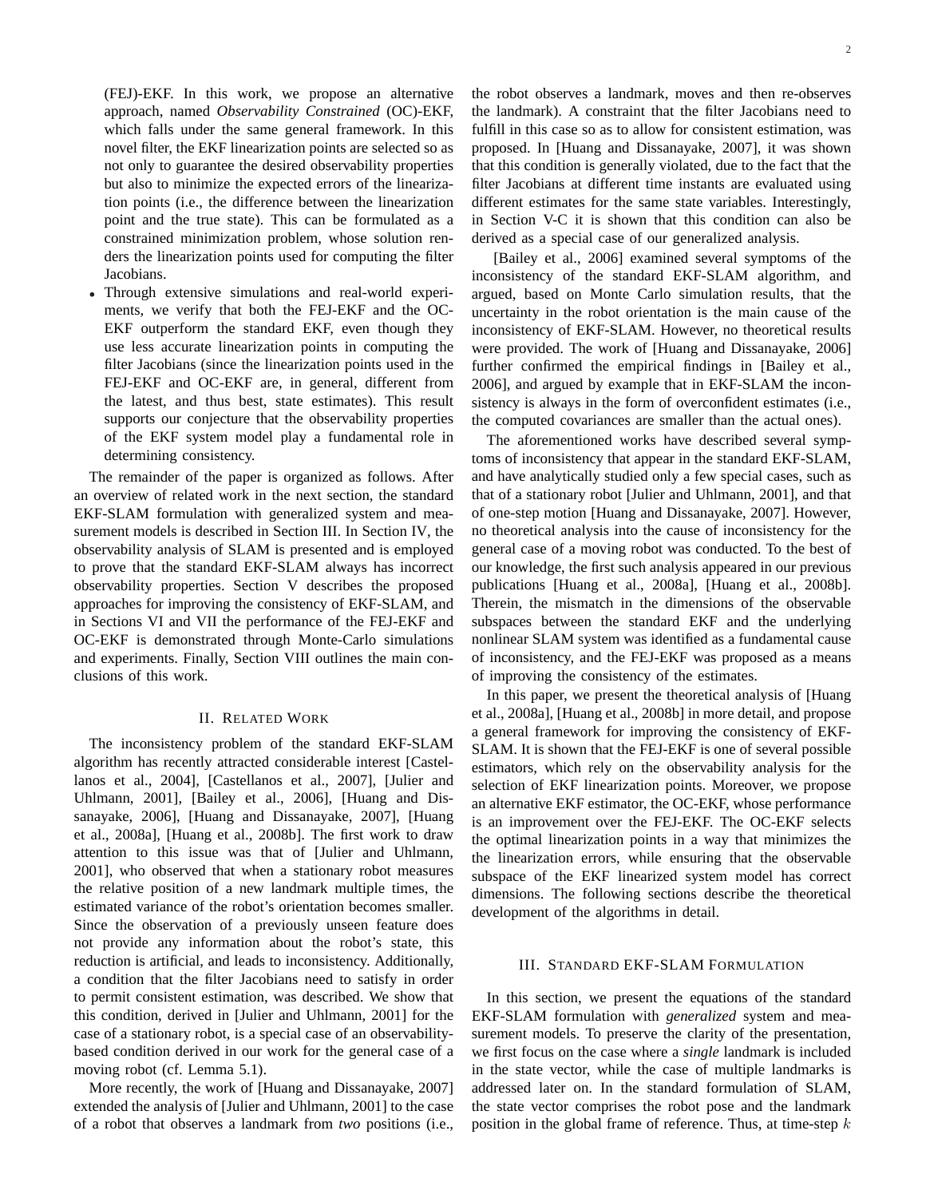(FEJ)-EKF. In this work, we propose an alternative approach, named *Observability Constrained* (OC)-EKF, which falls under the same general framework. In this novel filter, the EKF linearization points are selected so as not only to guarantee the desired observability properties but also to minimize the expected errors of the linearization points (i.e., the difference between the linearization point and the true state). This can be formulated as a constrained minimization problem, whose solution renders the linearization points used for computing the filter Jacobians.
- Through extensive simulations and real-world experiments, we verify that both the FEJ-EKF and the OC-EKF outperform the standard EKF, even though they use less accurate linearization points in computing the filter Jacobians (since the linearization points used in the FEJ-EKF and OC-EKF are, in general, different from the latest, and thus best, state estimates). This result supports our conjecture that the observability properties of the EKF system model play a fundamental role in determining consistency.

The remainder of the paper is organized as follows. After an overview of related work in the next section, the standard EKF-SLAM formulation with generalized system and measurement models is described in Section III. In Section IV, the observability analysis of SLAM is presented and is employed to prove that the standard EKF-SLAM always has incorrect observability properties. Section V describes the proposed approaches for improving the consistency of EKF-SLAM, and in Sections VI and VII the performance of the FEJ-EKF and OC-EKF is demonstrated through Monte-Carlo simulations and experiments. Finally, Section VIII outlines the main conclusions of this work.

## II. Related Work

The inconsistency problem of the standard EKF-SLAM algorithm has recently attracted considerable interest [Castellanos et al., 2004], [Castellanos et al., 2007], [Julier and Uhlmann, 2001], [Bailey et al., 2006], [Huang and Dissanayake, 2006], [Huang and Dissanayake, 2007], [Huang et al., 2008a], [Huang et al., 2008b]. The first work to draw attention to this issue was that of [Julier and Uhlmann, 2001], who observed that when a stationary robot measures the relative position of a new landmark multiple times, the estimated variance of the robot's orientation becomes smaller. Since the observation of a previously unseen feature does not provide any information about the robot's state, this reduction is artificial, and leads to inconsistency. Additionally, a condition that the filter Jacobians need to satisfy in order to permit consistent estimation, was described. We show that this condition, derived in [Julier and Uhlmann, 2001] for the case of a stationary robot, is a special case of an observability-based condition derived in our work for the general case of a moving robot (cf. Lemma 5.1).

More recently, the work of [Huang and Dissanayake, 2007] extended the analysis of [Julier and Uhlmann, 2001] to the case of a robot that observes a landmark from *two* positions (i.e., the robot observes a landmark, moves and then re-observes the landmark). A constraint that the filter Jacobians need to fulfill in this case so as to allow for consistent estimation, was proposed. In [Huang and Dissanayake, 2007], it was shown that this condition is generally violated, due to the fact that the filter Jacobians at different time instants are evaluated using different estimates for the same state variables. Interestingly, in Section V-C it is shown that this condition can also be derived as a special case of our generalized analysis.

[Bailey et al., 2006] examined several symptoms of the inconsistency of the standard EKF-SLAM algorithm, and argued, based on Monte Carlo simulation results, that the uncertainty in the robot orientation is the main cause of the inconsistency of EKF-SLAM. However, no theoretical results were provided. The work of [Huang and Dissanayake, 2006] further confirmed the empirical findings in [Bailey et al., 2006], and argued by example that in EKF-SLAM the inconsistency is always in the form of overconfident estimates (i.e., the computed covariances are smaller than the actual ones).

The aforementioned works have described several symptoms of inconsistency that appear in the standard EKF-SLAM, and have analytically studied only a few special cases, such as that of a stationary robot [Julier and Uhlmann, 2001], and that of one-step motion [Huang and Dissanayake, 2007]. However, no theoretical analysis into the cause of inconsistency for the general case of a moving robot was conducted. To the best of our knowledge, the first such analysis appeared in our previous publications [Huang et al., 2008a], [Huang et al., 2008b]. Therein, the mismatch in the dimensions of the observable subspaces between the standard EKF and the underlying nonlinear SLAM system was identified as a fundamental cause of inconsistency, and the FEJ-EKF was proposed as a means of improving the consistency of the estimates.

In this paper, we present the theoretical analysis of [Huang et al., 2008a], [Huang et al., 2008b] in more detail, and propose a general framework for improving the consistency of EKF-SLAM. It is shown that the FEJ-EKF is one of several possible estimators, which rely on the observability analysis for the selection of EKF linearization points. Moreover, we propose an alternative EKF estimator, the OC-EKF, whose performance is an improvement over the FEJ-EKF. The OC-EKF selects the optimal linearization points in a way that minimizes the the linearization errors, while ensuring that the observable subspace of the EKF linearized system model has correct dimensions. The following sections describe the theoretical development of the algorithms in detail.

## III. Standard EKF-SLAM Formulation

In this section, we present the equations of the standard EKF-SLAM formulation with *generalized* system and measurement models. To preserve the clarity of the presentation, we first focus on the case where a *single* landmark is included in the state vector, while the case of multiple landmarks is addressed later on. In the standard formulation of SLAM, the state vector comprises the robot pose and the landmark position in the global frame of reference. Thus, at time-step $k$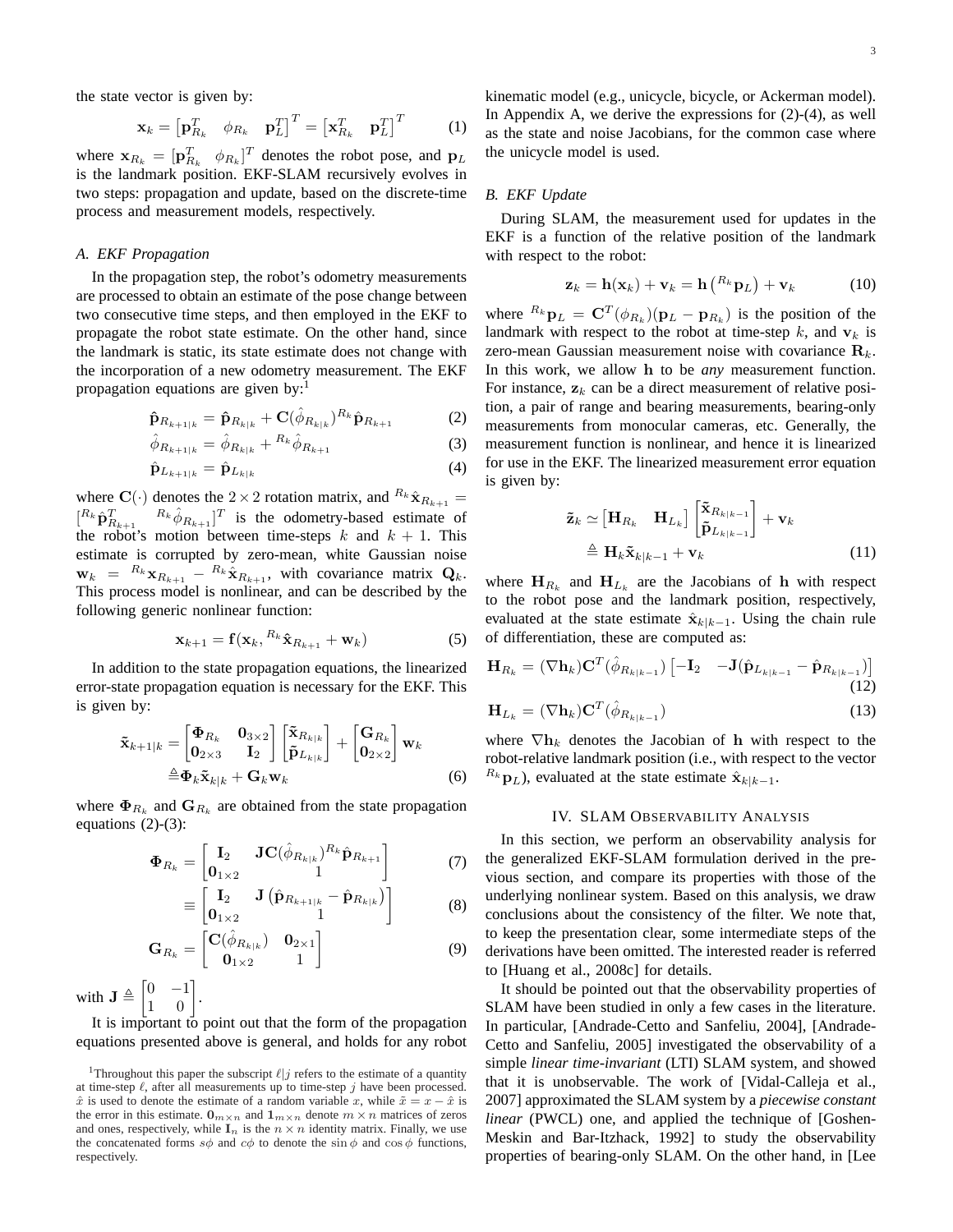the state vector is given by:

$$\mathbf{x}_k = \begin{bmatrix} \mathbf{p}_{R_k}^T & \phi_{R_k} & \mathbf{p}_L^T \end{bmatrix}^T = \begin{bmatrix} \mathbf{x}_{R_k}^T & \mathbf{p}_L^T \end{bmatrix}^T \tag{1}$$

where $\mathbf{x}_{R_k} = [\mathbf{p}_{R_k}^T \quad \phi_{R_k}]^T$ denotes the robot pose, and $\mathbf{p}_L$ is the landmark position. EKF-SLAM recursively evolves in two steps: propagation and update, based on the discrete-time process and measurement models, respectively.

### A. EKF Propagation

In the propagation step, the robot's odometry measurements are processed to obtain an estimate of the pose change between two consecutive time steps, and then employed in the EKF to propagate the robot state estimate. On the other hand, since the landmark is static, its state estimate does not change with the incorporation of a new odometry measurement. The EKF propagation equations are given by:[1]

$$\hat{\mathbf{p}}_{R_{k+1|k}} = \hat{\mathbf{p}}_{R_{k|k}} + \mathbf{C}(\hat{\phi}_{R_{k|k}})^{R_k}\hat{\mathbf{p}}_{R_{k+1}} \tag{2}$$

$$\hat{\phi}_{R_{k+1|k}} = \hat{\phi}_{R_{k|k}} + {}^{R_k}\hat{\phi}_{R_{k+1}} \tag{3}$$

$$\hat{\mathbf{p}}_{L_{k+1|k}} = \hat{\mathbf{p}}_{L_{k|k}} \tag{4}$$

where $\mathbf{C}(\cdot)$ denotes the $2 \times 2$ rotation matrix, and ${}^{R_k}\hat{\mathbf{x}}_{R_{k+1}} = [{}^{R_k}\hat{\mathbf{p}}_{R_{k+1}}^T \quad {}^{R_k}\hat{\phi}_{R_{k+1}}]^T$ is the odometry-based estimate of the robot's motion between time-steps $k$ and $k+1$. This estimate is corrupted by zero-mean, white Gaussian noise $\mathbf{w}_k = {}^{R_k}\mathbf{x}_{R_{k+1}} - {}^{R_k}\hat{\mathbf{x}}_{R_{k+1}}$, with covariance matrix $\mathbf{Q}_k$. This process model is nonlinear, and can be described by the following generic nonlinear function:

$$\mathbf{x}_{k+1} = \mathbf{f}(\mathbf{x}_k, {}^{R_k}\hat{\mathbf{x}}_{R_{k+1}} + \mathbf{w}_k) \tag{5}$$

In addition to the state propagation equations, the linearized error-state propagation equation is necessary for the EKF. This is given by:

$$\begin{aligned}\tilde{\mathbf{x}}_{k+1|k} &= \begin{bmatrix} \mathbf{\Phi}_{R_k} & \mathbf{0}_{3\times 2} \\ \mathbf{0}_{2\times 3} & \mathbf{I}_2 \end{bmatrix} \begin{bmatrix} \tilde{\mathbf{x}}_{R_{k|k}} \\ \tilde{\mathbf{p}}_{L_{k|k}} \end{bmatrix} + \begin{bmatrix} \mathbf{G}_{R_k} \\ \mathbf{0}_{2\times 2} \end{bmatrix} \mathbf{w}_k \\ &\triangleq \mathbf{\Phi}_k \tilde{\mathbf{x}}_{k|k} + \mathbf{G}_k \mathbf{w}_k \end{aligned} \tag{6}$$

where $\mathbf{\Phi}_{R_k}$ and $\mathbf{G}_{R_k}$ are obtained from the state propagation equations (2)-(3):

$$\mathbf{\Phi}_{R_k} = \begin{bmatrix} \mathbf{I}_2 & \mathbf{J}\mathbf{C}(\hat{\phi}_{R_{k|k}})^{R_k}\hat{\mathbf{p}}_{R_{k+1}} \\ \mathbf{0}_{1\times 2} & 1 \end{bmatrix} \tag{7}$$

$$\equiv \begin{bmatrix} \mathbf{I}_2 & \mathbf{J}\left(\hat{\mathbf{p}}_{R_{k+1|k}} - \hat{\mathbf{p}}_{R_{k|k}}\right) \\ \mathbf{0}_{1\times 2} & 1 \end{bmatrix} \tag{8}$$

$$\mathbf{G}_{R_k} = \begin{bmatrix} \mathbf{C}(\hat{\phi}_{R_{k|k}}) & \mathbf{0}_{2\times 1} \\ \mathbf{0}_{1\times 2} & 1 \end{bmatrix} \tag{9}$$

with $\mathbf{J} \triangleq \begin{bmatrix} 0 & -1 \\ 1 & 0 \end{bmatrix}$.

It is important to point out that the form of the propagation equations presented above is general, and holds for any robot kinematic model (e.g., unicycle, bicycle, or Ackerman model). In Appendix A, we derive the expressions for (2)-(4), as well as the state and noise Jacobians, for the common case where the unicycle model is used.

[1] Throughout this paper the subscript $\ell|j$ refers to the estimate of a quantity at time-step $\ell$, after all measurements up to time-step $j$ have been processed. $\hat{x}$ is used to denote the estimate of a random variable $x$, while $\tilde{x} = x - \hat{x}$ is the error in this estimate. $\mathbf{0}_{m\times n}$ and $\mathbf{1}_{m\times n}$ denote $m \times n$ matrices of zeros and ones, respectively, while $\mathbf{I}_n$ is the $n \times n$ identity matrix. Finally, we use the concatenated forms $s\phi$ and $c\phi$ to denote the $\sin\phi$ and $\cos\phi$ functions, respectively.

### B. EKF Update

During SLAM, the measurement used for updates in the EKF is a function of the relative position of the landmark with respect to the robot:

$$\mathbf{z}_k = \mathbf{h}(\mathbf{x}_k) + \mathbf{v}_k = \mathbf{h}\left({}^{R_k}\mathbf{p}_L\right) + \mathbf{v}_k \tag{10}$$

where ${}^{R_k}\mathbf{p}_L = \mathbf{C}^T(\phi_{R_k})(\mathbf{p}_L - \mathbf{p}_{R_k})$ is the position of the landmark with respect to the robot at time-step $k$, and $\mathbf{v}_k$ is zero-mean Gaussian measurement noise with covariance $\mathbf{R}_k$. In this work, we allow $\mathbf{h}$ to be *any* measurement function. For instance, $\mathbf{z}_k$ can be a direct measurement of relative position, a pair of range and bearing measurements, bearing-only measurements from monocular cameras, etc. Generally, the measurement function is nonlinear, and hence it is linearized for use in the EKF. The linearized measurement error equation is given by:

$$\begin{aligned}\tilde{\mathbf{z}}_k &\simeq \begin{bmatrix} \mathbf{H}_{R_k} & \mathbf{H}_{L_k} \end{bmatrix} \begin{bmatrix} \tilde{\mathbf{x}}_{R_{k|k-1}} \\ \tilde{\mathbf{p}}_{L_{k|k-1}} \end{bmatrix} + \mathbf{v}_k \\ &\triangleq \mathbf{H}_k \tilde{\mathbf{x}}_{k|k-1} + \mathbf{v}_k \end{aligned} \tag{11}$$

where $\mathbf{H}_{R_k}$ and $\mathbf{H}_{L_k}$ are the Jacobians of $\mathbf{h}$ with respect to the robot pose and the landmark position, respectively, evaluated at the state estimate $\hat{\mathbf{x}}_{k|k-1}$. Using the chain rule of differentiation, these are computed as:

$$\mathbf{H}_{R_k} = (\nabla \mathbf{h}_k)\mathbf{C}^T(\hat{\phi}_{R_{k|k-1}})\begin{bmatrix} -\mathbf{I}_2 & -\mathbf{J}(\hat{\mathbf{p}}_{L_{k|k-1}} - \hat{\mathbf{p}}_{R_{k|k-1}}) \end{bmatrix} \tag{12}$$

$$\mathbf{H}_{L_k} = (\nabla \mathbf{h}_k)\mathbf{C}^T(\hat{\phi}_{R_{k|k-1}}) \tag{13}$$

where $\nabla \mathbf{h}_k$ denotes the Jacobian of $\mathbf{h}$ with respect to the robot-relative landmark position (i.e., with respect to the vector ${}^{R_k}\mathbf{p}_L$), evaluated at the state estimate $\hat{\mathbf{x}}_{k|k-1}$.

## IV. SLAM Observability Analysis

In this section, we perform an observability analysis for the generalized EKF-SLAM formulation derived in the previous section, and compare its properties with those of the underlying nonlinear system. Based on this analysis, we draw conclusions about the consistency of the filter. We note that, to keep the presentation clear, some intermediate steps of the derivations have been omitted. The interested reader is referred to [Huang et al., 2008c] for details.

It should be pointed out that the observability properties of SLAM have been studied in only a few cases in the literature. In particular, [Andrade-Cetto and Sanfeliu, 2004], [Andrade-Cetto and Sanfeliu, 2005] investigated the observability of a simple *linear time-invariant* (LTI) SLAM system, and showed that it is unobservable. The work of [Vidal-Calleja et al., 2007] approximated the SLAM system by a *piecewise constant linear* (PWCL) one, and applied the technique of [Goshen-Meskin and Bar-Itzhack, 1992] to study the observability properties of bearing-only SLAM. On the other hand, in [Lee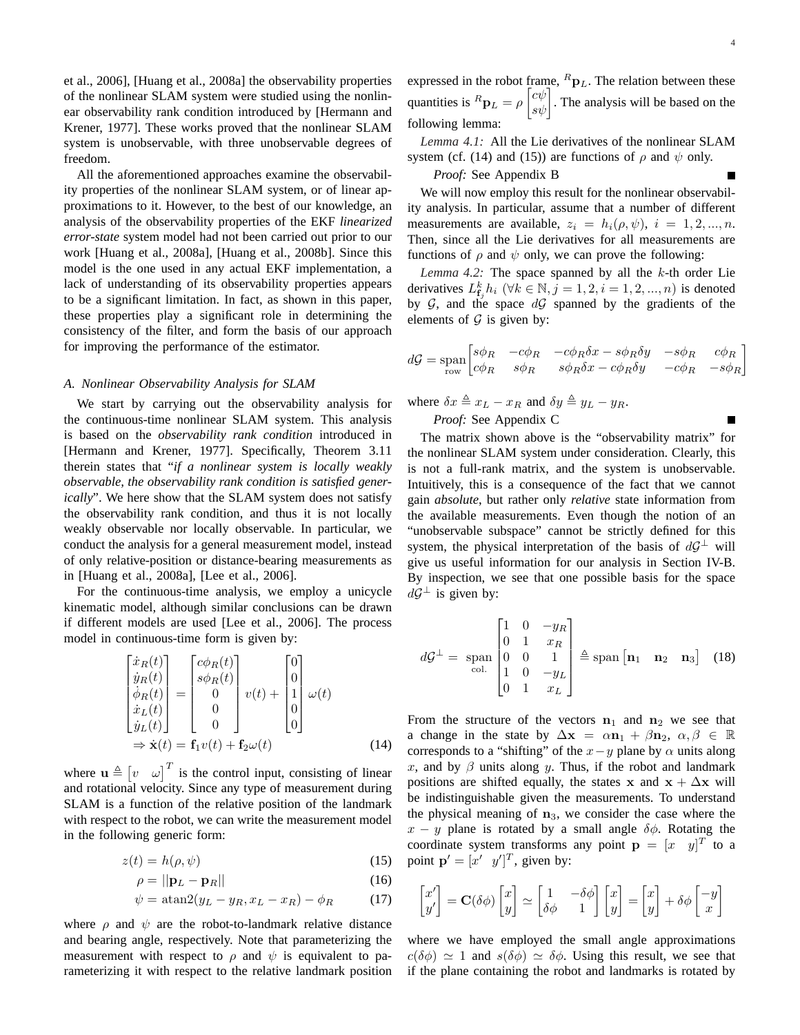et al., 2006], [Huang et al., 2008a] the observability properties of the nonlinear SLAM system were studied using the nonlinear observability rank condition introduced by [Hermann and Krener, 1977]. These works proved that the nonlinear SLAM system is unobservable, with three unobservable degrees of freedom.

All the aforementioned approaches examine the observability properties of the nonlinear SLAM system, or of linear approximations to it. However, to the best of our knowledge, an analysis of the observability properties of the EKF *linearized error-state* system model had not been carried out prior to our work [Huang et al., 2008a], [Huang et al., 2008b]. Since this model is the one used in any actual EKF implementation, a lack of understanding of its observability properties appears to be a significant limitation. In fact, as shown in this paper, these properties play a significant role in determining the consistency of the filter, and form the basis of our approach for improving the performance of the estimator.

### A. Nonlinear Observability Analysis for SLAM

We start by carrying out the observability analysis for the continuous-time nonlinear SLAM system. This analysis is based on the *observability rank condition* introduced in [Hermann and Krener, 1977]. Specifically, Theorem 3.11 therein states that "*if a nonlinear system is locally weakly observable, the observability rank condition is satisfied generically*". We here show that the SLAM system does not satisfy the observability rank condition, and thus it is not locally weakly observable nor locally observable. In particular, we conduct the analysis for a general measurement model, instead of only relative-position or distance-bearing measurements as in [Huang et al., 2008a], [Lee et al., 2006].

For the continuous-time analysis, we employ a unicycle kinematic model, although similar conclusions can be drawn if different models are used [Lee et al., 2006]. The process model in continuous-time form is given by:

$$\begin{bmatrix} \dot{x}_R(t) \\ \dot{y}_R(t) \\ \dot{\phi}_R(t) \\ \dot{x}_L(t) \\ \dot{y}_L(t) \end{bmatrix} = \begin{bmatrix} c\phi_R(t) \\ s\phi_R(t) \\ 0 \\ 0 \\ 0 \end{bmatrix} v(t) + \begin{bmatrix} 0 \\ 0 \\ 1 \\ 0 \\ 0 \end{bmatrix} \omega(t)$$
$$\Rightarrow \dot{\mathbf{x}}(t) = \mathbf{f}_1 v(t) + \mathbf{f}_2 \omega(t) \tag{14}$$

where $\mathbf{u} \triangleq \begin{bmatrix} v & \omega \end{bmatrix}^T$ is the control input, consisting of linear and rotational velocity. Since any type of measurement during SLAM is a function of the relative position of the landmark with respect to the robot, we can write the measurement model in the following generic form:

$$z(t) = h(\rho, \psi) \tag{15}$$
$$\rho = ||\mathbf{p}_L - \mathbf{p}_R|| \tag{16}$$
$$\psi = \operatorname{atan2}(y_L - y_R, x_L - x_R) - \phi_R \tag{17}$$

where $\rho$ and $\psi$ are the robot-to-landmark relative distance and bearing angle, respectively. Note that parameterizing the measurement with respect to $\rho$ and $\psi$ is equivalent to parameterizing it with respect to the relative landmark position expressed in the robot frame, ${}^R\mathbf{p}_L$. The relation between these quantities is ${}^R\mathbf{p}_L = \rho \begin{bmatrix} c\psi \\ s\psi \end{bmatrix}$. The analysis will be based on the following lemma:

*Lemma 4.1:* All the Lie derivatives of the nonlinear SLAM system (cf. (14) and (15)) are functions of $\rho$ and $\psi$ only.

*Proof:* See Appendix B ∎

We will now employ this result for the nonlinear observability analysis. In particular, assume that a number of different measurements are available, $z_i = h_i(\rho, \psi)$, $i = 1, 2, ..., n$. Then, since all the Lie derivatives for all measurements are functions of $\rho$ and $\psi$ only, we can prove the following:

*Lemma 4.2:* The space spanned by all the $k$-th order Lie derivatives $L^k_{\mathbf{f}_j} h_i$ ($\forall k \in \mathbb{N}, j = 1, 2, i = 1, 2, ..., n$) is denoted by $\mathcal{G}$, and the space $d\mathcal{G}$ spanned by the gradients of the elements of $\mathcal{G}$ is given by:

$$d\mathcal{G} = \underset{\text{row}}{\text{span}} \begin{bmatrix} s\phi_R & -c\phi_R & -c\phi_R \delta x - s\phi_R \delta y & -s\phi_R & c\phi_R \\ c\phi_R & s\phi_R & s\phi_R \delta x - c\phi_R \delta y & -c\phi_R & -s\phi_R \end{bmatrix}$$

where $\delta x \triangleq x_L - x_R$ and $\delta y \triangleq y_L - y_R$.

*Proof:* See Appendix C ∎

The matrix shown above is the "observability matrix" for the nonlinear SLAM system under consideration. Clearly, this is not a full-rank matrix, and the system is unobservable. Intuitively, this is a consequence of the fact that we cannot gain *absolute*, but rather only *relative* state information from the available measurements. Even though the notion of an "unobservable subspace" cannot be strictly defined for this system, the physical interpretation of the basis of $d\mathcal{G}^\perp$ will give us useful information for our analysis in Section IV-B. By inspection, we see that one possible basis for the space $d\mathcal{G}^\perp$ is given by:

$$d\mathcal{G}^\perp = \underset{\text{col.}}{\text{span}} \begin{bmatrix} 1 & 0 & -y_R \\ 0 & 1 & x_R \\ 0 & 0 & 1 \\ 1 & 0 & -y_L \\ 0 & 1 & x_L \end{bmatrix} \triangleq \text{span} \begin{bmatrix} \mathbf{n}_1 & \mathbf{n}_2 & \mathbf{n}_3 \end{bmatrix} \tag{18}$$

From the structure of the vectors $\mathbf{n}_1$ and $\mathbf{n}_2$ we see that a change in the state by $\Delta\mathbf{x} = \alpha\mathbf{n}_1 + \beta\mathbf{n}_2$, $\alpha, \beta \in \mathbb{R}$ corresponds to a "shifting" of the $x-y$ plane by $\alpha$ units along $x$, and by $\beta$ units along $y$. Thus, if the robot and landmark positions are shifted equally, the states $\mathbf{x}$ and $\mathbf{x} + \Delta\mathbf{x}$ will be indistinguishable given the measurements. To understand the physical meaning of $\mathbf{n}_3$, we consider the case where the $x - y$ plane is rotated by a small angle $\delta\phi$. Rotating the coordinate system transforms any point $\mathbf{p} = [x \quad y]^T$ to a point $\mathbf{p}' = [x' \quad y']^T$, given by:

$$\begin{bmatrix} x' \\ y' \end{bmatrix} = \mathbf{C}(\delta\phi) \begin{bmatrix} x \\ y \end{bmatrix} \simeq \begin{bmatrix} 1 & -\delta\phi \\ \delta\phi & 1 \end{bmatrix} \begin{bmatrix} x \\ y \end{bmatrix} = \begin{bmatrix} x \\ y \end{bmatrix} + \delta\phi \begin{bmatrix} -y \\ x \end{bmatrix}$$

where we have employed the small angle approximations $c(\delta\phi) \simeq 1$ and $s(\delta\phi) \simeq \delta\phi$. Using this result, we see that if the plane containing the robot and landmarks is rotated by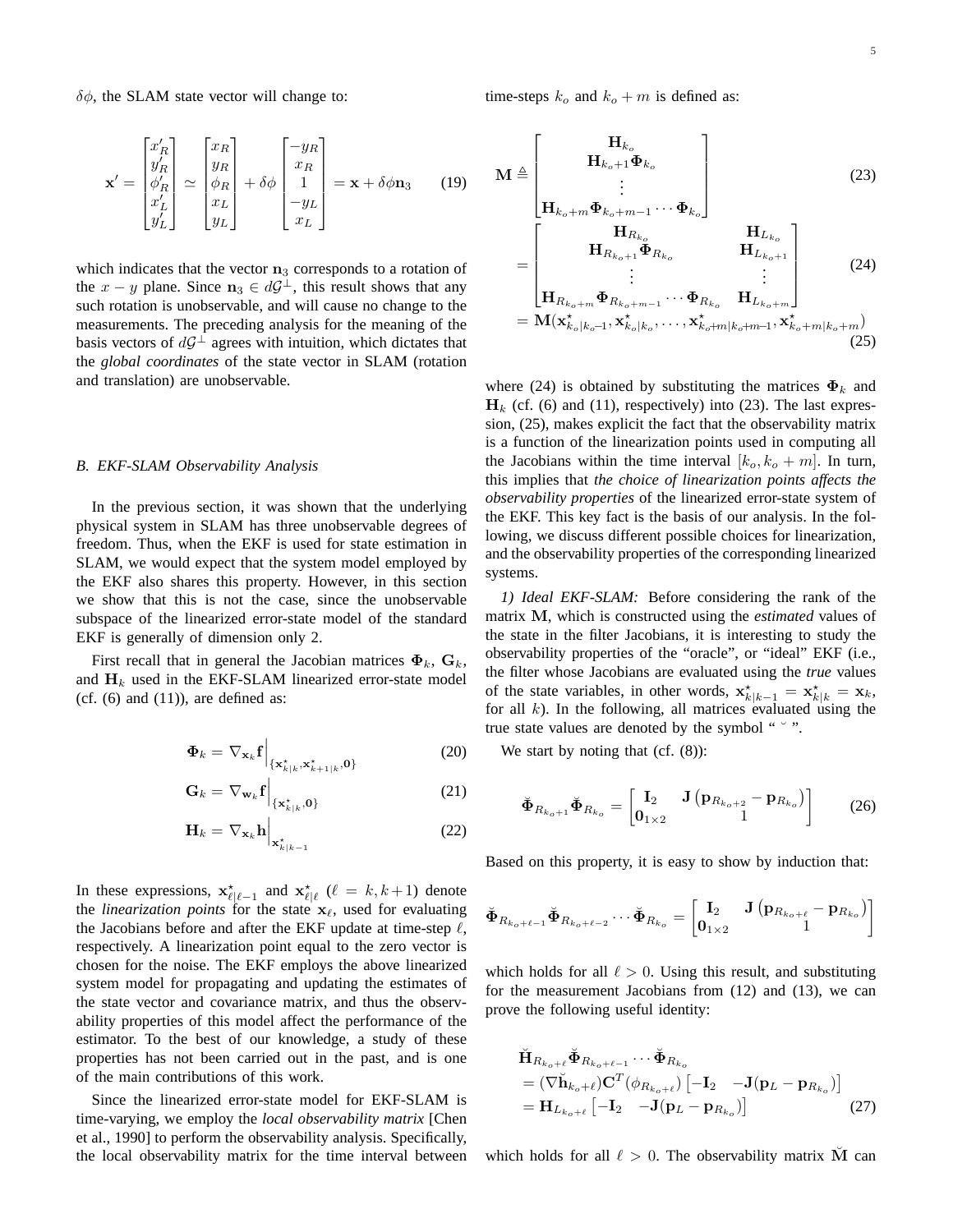$\delta\phi$, the SLAM state vector will change to:

$$\mathbf{x}' = \begin{bmatrix} x'_R \\ y'_R \\ \phi'_R \\ x'_L \\ y'_L \end{bmatrix} \simeq \begin{bmatrix} x_R \\ y_R \\ \phi_R \\ x_L \\ y_L \end{bmatrix} + \delta\phi \begin{bmatrix} -y_R \\ x_R \\ 1 \\ -y_L \\ x_L \end{bmatrix} = \mathbf{x} + \delta\phi \mathbf{n}_3 \tag{19}$$

which indicates that the vector $\mathbf{n}_3$ corresponds to a rotation of the $x-y$ plane. Since $\mathbf{n}_3 \in d\mathcal{G}^\perp$, this result shows that any such rotation is unobservable, and will cause no change to the measurements. The preceding analysis for the meaning of the basis vectors of $d\mathcal{G}^\perp$ agrees with intuition, which dictates that the *global coordinates* of the state vector in SLAM (rotation and translation) are unobservable.

### B. EKF-SLAM Observability Analysis

In the previous section, it was shown that the underlying physical system in SLAM has three unobservable degrees of freedom. Thus, when the EKF is used for state estimation in SLAM, we would expect that the system model employed by the EKF also shares this property. However, in this section we show that this is not the case, since the unobservable subspace of the linearized error-state model of the standard EKF is generally of dimension only 2.

First recall that in general the Jacobian matrices $\mathbf{\Phi}_k$, $\mathbf{G}_k$, and $\mathbf{H}_k$ used in the EKF-SLAM linearized error-state model (cf. (6) and (11)), are defined as:

$$\mathbf{\Phi}_k = \nabla_{\mathbf{x}_k}\mathbf{f}\Big|_{\{\mathbf{x}^\star_{k|k}, \mathbf{x}^\star_{k+1|k}, \mathbf{0}\}} \tag{20}$$

$$\mathbf{G}_k = \nabla_{\mathbf{w}_k}\mathbf{f}\Big|_{\{\mathbf{x}^\star_{k|k}, \mathbf{0}\}} \tag{21}$$

$$\mathbf{H}_k = \nabla_{\mathbf{x}_k}\mathbf{h}\Big|_{\mathbf{x}^\star_{k|k-1}} \tag{22}$$

In these expressions, $\mathbf{x}^\star_{\ell|\ell-1}$ and $\mathbf{x}^\star_{\ell|\ell}$ ($\ell = k, k+1$) denote the *linearization points* for the state $\mathbf{x}_\ell$, used for evaluating the Jacobians before and after the EKF update at time-step $\ell$, respectively. A linearization point equal to the zero vector is chosen for the noise. The EKF employs the above linearized system model for propagating and updating the estimates of the state vector and covariance matrix, and thus the observability properties of this model affect the performance of the estimator. To the best of our knowledge, a study of these properties has not been carried out in the past, and is one of the main contributions of this work.

Since the linearized error-state model for EKF-SLAM is time-varying, we employ the *local observability matrix* [Chen et al., 1990] to perform the observability analysis. Specifically, the local observability matrix for the time interval between time-steps $k_o$ and $k_o + m$ is defined as:

$$\mathbf{M} \triangleq \begin{bmatrix} \mathbf{H}_{k_o} \\ \mathbf{H}_{k_o+1}\mathbf{\Phi}_{k_o} \\ \vdots \\ \mathbf{H}_{k_o+m}\mathbf{\Phi}_{k_o+m-1}\cdots\mathbf{\Phi}_{k_o} \end{bmatrix} \tag{23}$$

$$= \begin{bmatrix} \mathbf{H}_{R_{k_o}} & \mathbf{H}_{L_{k_o}} \\ \mathbf{H}_{R_{k_o+1}}\mathbf{\Phi}_{R_{k_o}} & \mathbf{H}_{L_{k_o+1}} \\ \vdots & \vdots \\ \mathbf{H}_{R_{k_o+m}}\mathbf{\Phi}_{R_{k_o+m-1}}\cdots\mathbf{\Phi}_{R_{k_o}} & \mathbf{H}_{L_{k_o+m}} \end{bmatrix} \tag{24}$$

$$= \mathbf{M}(\mathbf{x}^\star_{k_o|k_o-1}, \mathbf{x}^\star_{k_o|k_o}, \ldots, \mathbf{x}^\star_{k_o+m|k_o+m-1}, \mathbf{x}^\star_{k_o+m|k_o+m}) \tag{25}$$

where (24) is obtained by substituting the matrices $\mathbf{\Phi}_k$ and $\mathbf{H}_k$ (cf. (6) and (11), respectively) into (23). The last expression, (25), makes explicit the fact that the observability matrix is a function of the linearization points used in computing all the Jacobians within the time interval $[k_o, k_o+m]$. In turn, this implies that *the choice of linearization points affects the observability properties* of the linearized error-state system of the EKF. This key fact is the basis of our analysis. In the following, we discuss different possible choices for linearization, and the observability properties of the corresponding linearized systems.

*1) Ideal EKF-SLAM:* Before considering the rank of the matrix $\mathbf{M}$, which is constructed using the *estimated* values of the state in the filter Jacobians, it is interesting to study the observability properties of the "oracle", or "ideal" EKF (i.e., the filter whose Jacobians are evaluated using the *true* values of the state variables, in other words, $\mathbf{x}^\star_{k|k-1} = \mathbf{x}^\star_{k|k} = \mathbf{x}_k$, for all $k$). In the following, all matrices evaluated using the true state values are denoted by the symbol " $\breve{}$ ".

We start by noting that (cf. (8)):

$$\breve{\mathbf{\Phi}}_{R_{k_o+1}}\breve{\mathbf{\Phi}}_{R_{k_o}} = \begin{bmatrix} \mathbf{I}_2 & \mathbf{J}\left(\mathbf{p}_{R_{k_o+2}} - \mathbf{p}_{R_{k_o}}\right) \\ \mathbf{0}_{1\times 2} & 1 \end{bmatrix} \tag{26}$$

Based on this property, it is easy to show by induction that:

$$\breve{\mathbf{\Phi}}_{R_{k_o+\ell-1}}\breve{\mathbf{\Phi}}_{R_{k_o+\ell-2}}\cdots\breve{\mathbf{\Phi}}_{R_{k_o}} = \begin{bmatrix} \mathbf{I}_2 & \mathbf{J}\left(\mathbf{p}_{R_{k_o+\ell}} - \mathbf{p}_{R_{k_o}}\right) \\ \mathbf{0}_{1\times 2} & 1 \end{bmatrix}$$

which holds for all $\ell > 0$. Using this result, and substituting for the measurement Jacobians from (12) and (13), we can prove the following useful identity:

$$\begin{aligned} &\breve{\mathbf{H}}_{R_{k_o+\ell}}\breve{\mathbf{\Phi}}_{R_{k_o+\ell-1}}\cdots\breve{\mathbf{\Phi}}_{R_{k_o}} \\ &= (\nabla\breve{\mathbf{h}}_{k_o+\ell})\mathbf{C}^T(\phi_{R_{k_o+\ell}})\begin{bmatrix} -\mathbf{I}_2 & -\mathbf{J}(\mathbf{p}_L - \mathbf{p}_{R_{k_o}}) \end{bmatrix} \\ &= \mathbf{H}_{L_{k_o+\ell}}\begin{bmatrix} -\mathbf{I}_2 & -\mathbf{J}(\mathbf{p}_L - \mathbf{p}_{R_{k_o}}) \end{bmatrix} \end{aligned} \tag{27}$$

which holds for all $\ell > 0$. The observability matrix $\breve{\mathbf{M}}$ can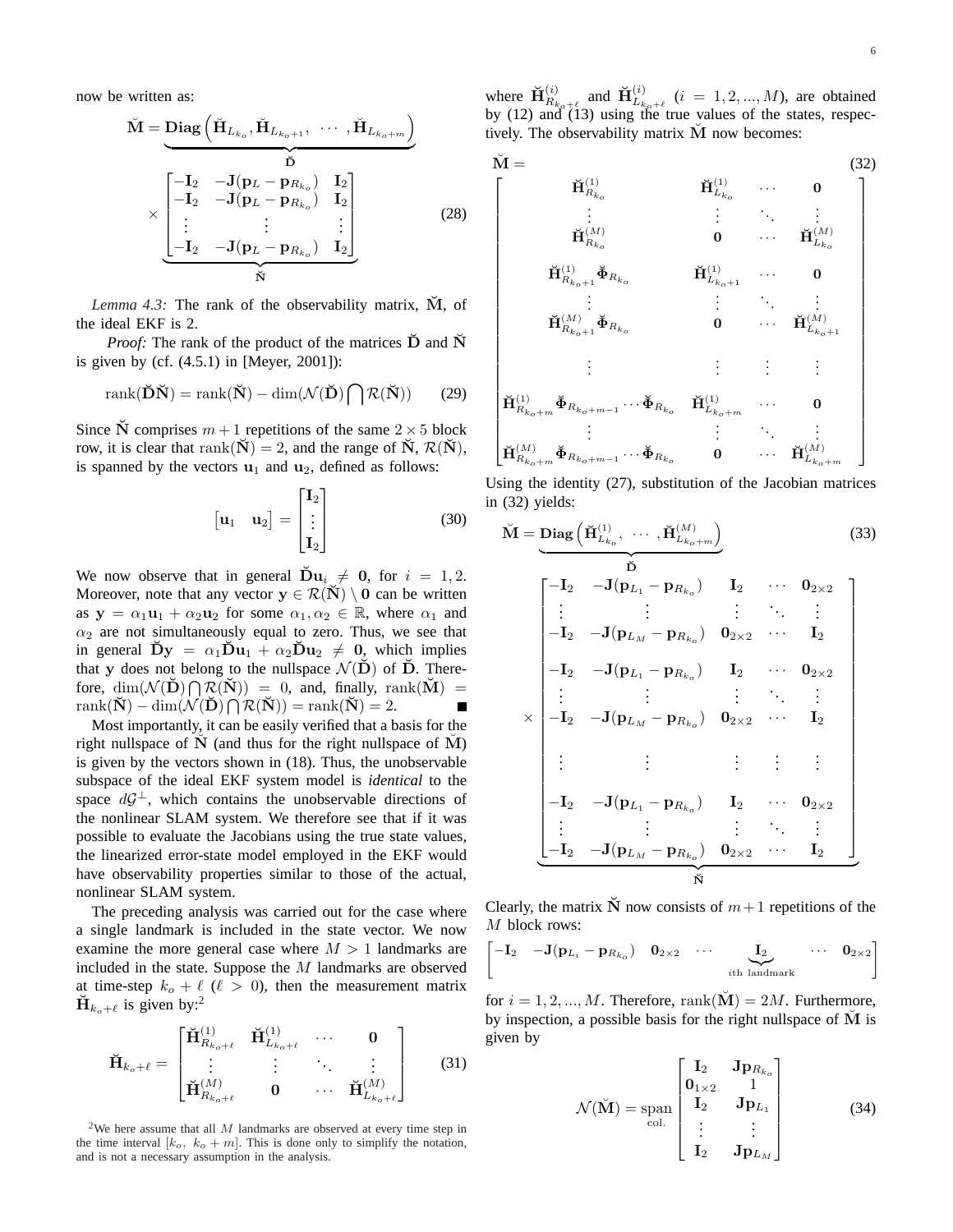now be written as:

$$\breve{\mathbf{M}} = \underbrace{\mathbf{Diag}\left(\breve{\mathbf{H}}_{L_{k_o}}, \breve{\mathbf{H}}_{L_{k_o+1}}, \ \cdots \ , \breve{\mathbf{H}}_{L_{k_o+m}}\right)}_{\breve{\mathbf{D}}} \times \underbrace{\begin{bmatrix} -\mathbf{I}_2 & -\mathbf{J}(\mathbf{p}_L - \mathbf{p}_{R_{k_o}}) & \mathbf{I}_2 \\ -\mathbf{I}_2 & -\mathbf{J}(\mathbf{p}_L - \mathbf{p}_{R_{k_o}}) & \mathbf{I}_2 \\ \vdots & \vdots & \vdots \\ -\mathbf{I}_2 & -\mathbf{J}(\mathbf{p}_L - \mathbf{p}_{R_{k_o}}) & \mathbf{I}_2 \end{bmatrix}}_{\breve{\mathbf{N}}} \tag{28}$$

*Lemma 4.3:* The rank of the observability matrix, $\breve{\mathbf{M}}$, of the ideal EKF is 2.

*Proof:* The rank of the product of the matrices $\breve{\mathbf{D}}$ and $\breve{\mathbf{N}}$ is given by (cf. (4.5.1) in [Meyer, 2001]):

$$\text{rank}(\breve{\mathbf{D}}\breve{\mathbf{N}}) = \text{rank}(\breve{\mathbf{N}}) - \dim(\mathcal{N}(\breve{\mathbf{D}}) \bigcap \mathcal{R}(\breve{\mathbf{N}})) \tag{29}$$

Since $\breve{\mathbf{N}}$ comprises $m+1$ repetitions of the same $2 \times 5$ block row, it is clear that $\text{rank}(\breve{\mathbf{N}}) = 2$, and the range of $\breve{\mathbf{N}}$, $\mathcal{R}(\breve{\mathbf{N}})$, is spanned by the vectors $\mathbf{u}_1$ and $\mathbf{u}_2$, defined as follows:

$$\begin{bmatrix} \mathbf{u}_1 & \mathbf{u}_2 \end{bmatrix} = \begin{bmatrix} \mathbf{I}_2 \\ \vdots \\ \mathbf{I}_2 \end{bmatrix} \tag{30}$$

We now observe that in general $\breve{\mathbf{D}}\mathbf{u}_i \neq \mathbf{0}$, for $i = 1, 2$. Moreover, note that any vector $\mathbf{y} \in \mathcal{R}(\breve{\mathbf{N}}) \setminus \mathbf{0}$ can be written as $\mathbf{y} = \alpha_1\mathbf{u}_1 + \alpha_2\mathbf{u}_2$ for some $\alpha_1, \alpha_2 \in \mathbb{R}$, where $\alpha_1$ and $\alpha_2$ are not simultaneously equal to zero. Thus, we see that in general $\breve{\mathbf{D}}\mathbf{y} = \alpha_1\breve{\mathbf{D}}\mathbf{u}_1 + \alpha_2\breve{\mathbf{D}}\mathbf{u}_2 \neq \mathbf{0}$, which implies that $\mathbf{y}$ does not belong to the nullspace $\mathcal{N}(\breve{\mathbf{D}})$ of $\breve{\mathbf{D}}$. Therefore, $\dim(\mathcal{N}(\breve{\mathbf{D}}) \bigcap \mathcal{R}(\breve{\mathbf{N}})) = 0$, and, finally, $\text{rank}(\breve{\mathbf{M}}) = \text{rank}(\breve{\mathbf{N}}) - \dim(\mathcal{N}(\breve{\mathbf{D}}) \bigcap \mathcal{R}(\breve{\mathbf{N}})) = \text{rank}(\breve{\mathbf{N}}) = 2$. ∎

Most importantly, it can be easily verified that a basis for the right nullspace of $\breve{\mathbf{N}}$ (and thus for the right nullspace of $\breve{\mathbf{M}}$) is given by the vectors shown in (18). Thus, the unobservable subspace of the ideal EKF system model is *identical* to the space $d\mathcal{G}^\perp$, which contains the unobservable directions of the nonlinear SLAM system. We therefore see that if it was possible to evaluate the Jacobians using the true state values, the linearized error-state model employed in the EKF would have observability properties similar to those of the actual, nonlinear SLAM system.

The preceding analysis was carried out for the case where a single landmark is included in the state vector. We now examine the more general case where $M > 1$ landmarks are included in the state. Suppose the $M$ landmarks are observed at time-step $k_o + \ell$ ($\ell > 0$), then the measurement matrix $\breve{\mathbf{H}}_{k_o+\ell}$ is given by:[2]

$$\breve{\mathbf{H}}_{k_o+\ell} = \begin{bmatrix} \breve{\mathbf{H}}^{(1)}_{R_{k_o+\ell}} & \breve{\mathbf{H}}^{(1)}_{L_{k_o+\ell}} & \cdots & \mathbf{0} \\ \vdots & \vdots & \ddots & \vdots \\ \breve{\mathbf{H}}^{(M)}_{R_{k_o+\ell}} & \mathbf{0} & \cdots & \breve{\mathbf{H}}^{(M)}_{L_{k_o+\ell}} \end{bmatrix} \tag{31}$$

[2] We here assume that all $M$ landmarks are observed at every time step in the time interval $[k_o, \ k_o + m]$. This is done only to simplify the notation, and is not a necessary assumption in the analysis.

where $\breve{\mathbf{H}}^{(i)}_{R_{k_o+\ell}}$ and $\breve{\mathbf{H}}^{(i)}_{L_{k_o+\ell}}$ ($i = 1, 2, ..., M$), are obtained by (12) and (13) using the true values of the states, respectively. The observability matrix $\breve{\mathbf{M}}$ now becomes:

$$\breve{\mathbf{M}} = \begin{bmatrix} \breve{\mathbf{H}}^{(1)}_{R_{k_o}} & \breve{\mathbf{H}}^{(1)}_{L_{k_o}} & \cdots & \mathbf{0} \\ \vdots & \vdots & \ddots & \vdots \\ \breve{\mathbf{H}}^{(M)}_{R_{k_o}} & \mathbf{0} & \cdots & \breve{\mathbf{H}}^{(M)}_{L_{k_o}} \\ \breve{\mathbf{H}}^{(1)}_{R_{k_o+1}}\breve{\mathbf{\Phi}}_{R_{k_o}} & \breve{\mathbf{H}}^{(1)}_{L_{k_o+1}} & \cdots & \mathbf{0} \\ \vdots & \vdots & \ddots & \vdots \\ \breve{\mathbf{H}}^{(M)}_{R_{k_o+1}}\breve{\mathbf{\Phi}}_{R_{k_o}} & \mathbf{0} & \cdots & \breve{\mathbf{H}}^{(M)}_{L_{k_o+1}} \\ \vdots & \vdots & \vdots & \vdots \\ \breve{\mathbf{H}}^{(1)}_{R_{k_o+m}}\breve{\mathbf{\Phi}}_{R_{k_o+m-1}}\cdots\breve{\mathbf{\Phi}}_{R_{k_o}} & \breve{\mathbf{H}}^{(1)}_{L_{k_o+m}} & \cdots & \mathbf{0} \\ \vdots & \vdots & \ddots & \vdots \\ \breve{\mathbf{H}}^{(M)}_{R_{k_o+m}}\breve{\mathbf{\Phi}}_{R_{k_o+m-1}}\cdots\breve{\mathbf{\Phi}}_{R_{k_o}} & \mathbf{0} & \cdots & \breve{\mathbf{H}}^{(M)}_{L_{k_o+m}} \end{bmatrix} \tag{32}$$

Using the identity (27), substitution of the Jacobian matrices in (32) yields:

$$\breve{\mathbf{M}} = \underbrace{\mathbf{Diag}\left(\breve{\mathbf{H}}^{(1)}_{L_{k_o}}, \ \cdots \ , \breve{\mathbf{H}}^{(M)}_{L_{k_o+m}}\right)}_{\breve{\mathbf{D}}} \times \underbrace{\begin{bmatrix} -\mathbf{I}_2 & -\mathbf{J}(\mathbf{p}_{L_1} - \mathbf{p}_{R_{k_o}}) & \mathbf{I}_2 & \cdots & \mathbf{0}_{2\times 2} \\ \vdots & \vdots & \vdots & \ddots & \vdots \\ -\mathbf{I}_2 & -\mathbf{J}(\mathbf{p}_{L_M} - \mathbf{p}_{R_{k_o}}) & \mathbf{0}_{2\times 2} & \cdots & \mathbf{I}_2 \\ -\mathbf{I}_2 & -\mathbf{J}(\mathbf{p}_{L_1} - \mathbf{p}_{R_{k_o}}) & \mathbf{I}_2 & \cdots & \mathbf{0}_{2\times 2} \\ \vdots & \vdots & \vdots & \ddots & \vdots \\ -\mathbf{I}_2 & -\mathbf{J}(\mathbf{p}_{L_M} - \mathbf{p}_{R_{k_o}}) & \mathbf{0}_{2\times 2} & \cdots & \mathbf{I}_2 \\ \vdots & \vdots & \vdots & \vdots & \vdots \\ -\mathbf{I}_2 & -\mathbf{J}(\mathbf{p}_{L_1} - \mathbf{p}_{R_{k_o}}) & \mathbf{I}_2 & \cdots & \mathbf{0}_{2\times 2} \\ \vdots & \vdots & \vdots & \ddots & \vdots \\ -\mathbf{I}_2 & -\mathbf{J}(\mathbf{p}_{L_M} - \mathbf{p}_{R_{k_o}}) & \mathbf{0}_{2\times 2} & \cdots & \mathbf{I}_2 \end{bmatrix}}_{\breve{\mathbf{N}}} \tag{33}$$

Clearly, the matrix $\breve{\mathbf{N}}$ now consists of $m+1$ repetitions of the $M$ block rows:

$$\begin{bmatrix} -\mathbf{I}_2 & -\mathbf{J}(\mathbf{p}_{L_i} - \mathbf{p}_{R_{k_o}}) & \mathbf{0}_{2\times 2} & \cdots & \underbrace{\mathbf{I}_2}_{i\text{th landmark}} & \cdots & \mathbf{0}_{2\times 2} \end{bmatrix}$$

for $i = 1, 2, ..., M$. Therefore, $\text{rank}(\breve{\mathbf{M}}) = 2M$. Furthermore, by inspection, a possible basis for the right nullspace of $\breve{\mathbf{M}}$ is given by

$$\mathcal{N}(\breve{\mathbf{M}}) = \underset{\text{col.}}{\text{span}} \begin{bmatrix} \mathbf{I}_2 & \mathbf{J}\mathbf{p}_{R_{k_o}} \\ \mathbf{0}_{1\times 2} & 1 \\ \mathbf{I}_2 & \mathbf{J}\mathbf{p}_{L_1} \\ \vdots & \vdots \\ \mathbf{I}_2 & \mathbf{J}\mathbf{p}_{L_M} \end{bmatrix} \tag{34}$$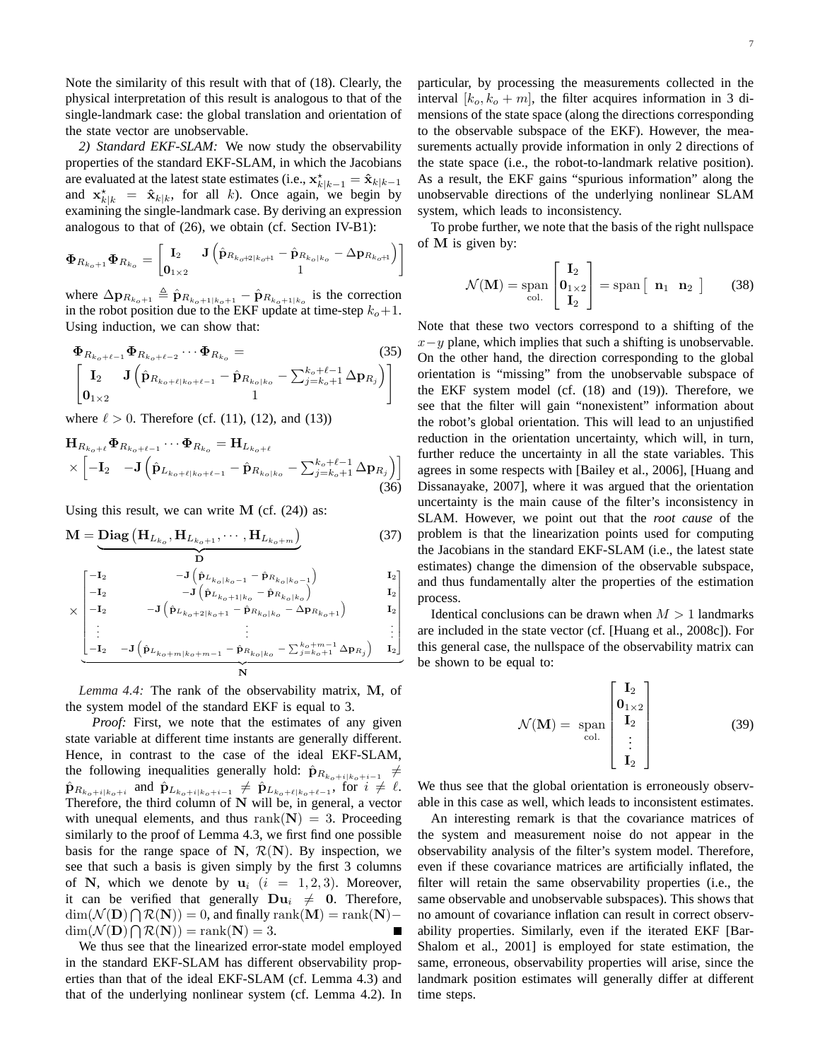Note the similarity of this result with that of (18). Clearly, the physical interpretation of this result is analogous to that of the single-landmark case: the global translation and orientation of the state vector are unobservable.

*2) Standard EKF-SLAM:* We now study the observability properties of the standard EKF-SLAM, in which the Jacobians are evaluated at the latest state estimates (i.e., $\mathbf{x}^\star_{k|k-1} = \hat{\mathbf{x}}_{k|k-1}$ and $\mathbf{x}^\star_{k|k} = \hat{\mathbf{x}}_{k|k}$, for all $k$). Once again, we begin by examining the single-landmark case. By deriving an expression analogous to that of (26), we obtain (cf. Section IV-B1):

$$\boldsymbol{\Phi}_{R_{k_o+1}}\boldsymbol{\Phi}_{R_{k_o}} = \begin{bmatrix} \mathbf{I}_2 & \mathbf{J}\left(\hat{\mathbf{p}}_{R_{k_o+2|k_o+1}} - \hat{\mathbf{p}}_{R_{k_o|k_o}} - \Delta\mathbf{p}_{R_{k_o+1}}\right) \\ \mathbf{0}_{1\times 2} & 1 \end{bmatrix}$$

where $\Delta\mathbf{p}_{R_{k_o+1}} \triangleq \hat{\mathbf{p}}_{R_{k_o+1|k_o+1}} - \hat{\mathbf{p}}_{R_{k_o+1|k_o}}$ is the correction in the robot position due to the EKF update at time-step $k_o+1$. Using induction, we can show that:

$$\boldsymbol{\Phi}_{R_{k_o+\ell-1}}\boldsymbol{\Phi}_{R_{k_o+\ell-2}}\cdots\boldsymbol{\Phi}_{R_{k_o}} = \begin{bmatrix} \mathbf{I}_2 & \mathbf{J}\left(\hat{\mathbf{p}}_{R_{k_o+\ell|k_o+\ell-1}} - \hat{\mathbf{p}}_{R_{k_o|k_o}} - \sum_{j=k_o+1}^{k_o+\ell-1}\Delta\mathbf{p}_{R_j}\right) \\ \mathbf{0}_{1\times 2} & 1 \end{bmatrix} \tag{35}$$

where $\ell > 0$. Therefore (cf. (11), (12), and (13))

$$\mathbf{H}_{R_{k_o+\ell}}\boldsymbol{\Phi}_{R_{k_o+\ell-1}}\cdots\boldsymbol{\Phi}_{R_{k_o}} = \mathbf{H}_{L_{k_o+\ell}} \times \begin{bmatrix} -\mathbf{I}_2 & -\mathbf{J}\left(\hat{\mathbf{p}}_{L_{k_o+\ell|k_o+\ell-1}} - \hat{\mathbf{p}}_{R_{k_o|k_o}} - \sum_{j=k_o+1}^{k_o+\ell-1}\Delta\mathbf{p}_{R_j}\right) \end{bmatrix} \tag{36}$$

Using this result, we can write $\mathbf{M}$ (cf. (24)) as:

$$\mathbf{M} = \underbrace{\mathbf{Diag}\left(\mathbf{H}_{L_{k_o}}, \mathbf{H}_{L_{k_o+1}}, \cdots, \mathbf{H}_{L_{k_o+m}}\right)}_{\mathbf{D}} \tag{37}$$

$$\times \underbrace{\begin{bmatrix} -\mathbf{I}_2 & -\mathbf{J}\left(\hat{\mathbf{p}}_{L_{k_o|k_o-1}} - \hat{\mathbf{p}}_{R_{k_o|k_o-1}}\right) & \mathbf{I}_2 \\ -\mathbf{I}_2 & -\mathbf{J}\left(\hat{\mathbf{p}}_{L_{k_o+1|k_o}} - \hat{\mathbf{p}}_{R_{k_o|k_o}}\right) & \mathbf{I}_2 \\ -\mathbf{I}_2 & -\mathbf{J}\left(\hat{\mathbf{p}}_{L_{k_o+2|k_o+1}} - \hat{\mathbf{p}}_{R_{k_o|k_o}} - \Delta\mathbf{p}_{R_{k_o+1}}\right) & \mathbf{I}_2 \\ \vdots & \vdots & \vdots \\ -\mathbf{I}_2 & -\mathbf{J}\left(\hat{\mathbf{p}}_{L_{k_o+m|k_o+m-1}} - \hat{\mathbf{p}}_{R_{k_o|k_o}} - \sum_{j=k_o+1}^{k_o+m-1}\Delta\mathbf{p}_{R_j}\right) & \mathbf{I}_2 \end{bmatrix}}_{\mathbf{N}}$$

*Lemma 4.4:* The rank of the observability matrix, $\mathbf{M}$, of the system model of the standard EKF is equal to 3.

*Proof:* First, we note that the estimates of any given state variable at different time instants are generally different. Hence, in contrast to the case of the ideal EKF-SLAM, the following inequalities generally hold: $\hat{\mathbf{p}}_{R_{k_o+i|k_o+i-1}} \neq \hat{\mathbf{p}}_{R_{k_o+i|k_o+i}}$ and $\hat{\mathbf{p}}_{L_{k_o+i|k_o+i-1}} \neq \hat{\mathbf{p}}_{L_{k_o+\ell|k_o+\ell-1}}$, for $i \neq \ell$. Therefore, the third column of $\mathbf{N}$ will be, in general, a vector with unequal elements, and thus $\text{rank}(\mathbf{N}) = 3$. Proceeding similarly to the proof of Lemma 4.3, we first find one possible basis for the range space of $\mathbf{N}$, $\mathcal{R}(\mathbf{N})$. By inspection, we see that such a basis is given simply by the first 3 columns of $\mathbf{N}$, which we denote by $\mathbf{u}_i$ $(i = 1, 2, 3)$. Moreover, it can be verified that generally $\mathbf{D}\mathbf{u}_i \neq \mathbf{0}$. Therefore, $\dim(\mathcal{N}(\mathbf{D}) \bigcap \mathcal{R}(\mathbf{N})) = 0$, and finally $\text{rank}(\mathbf{M}) = \text{rank}(\mathbf{N}) - \dim(\mathcal{N}(\mathbf{D}) \bigcap \mathcal{R}(\mathbf{N})) = \text{rank}(\mathbf{N}) = 3$. ■

We thus see that the linearized error-state model employed in the standard EKF-SLAM has different observability properties than that of the ideal EKF-SLAM (cf. Lemma 4.3) and that of the underlying nonlinear system (cf. Lemma 4.2). In particular, by processing the measurements collected in the interval $[k_o, k_o + m]$, the filter acquires information in 3 dimensions of the state space (along the directions corresponding to the observable subspace of the EKF). However, the measurements actually provide information in only 2 directions of the state space (i.e., the robot-to-landmark relative position). As a result, the EKF gains "spurious information" along the unobservable directions of the underlying nonlinear SLAM system, which leads to inconsistency.

To probe further, we note that the basis of the right nullspace of $\mathbf{M}$ is given by:

$$\mathcal{N}(\mathbf{M}) = \underset{\text{col.}}{\text{span}} \begin{bmatrix} \mathbf{I}_2 \\ \mathbf{0}_{1\times 2} \\ \mathbf{I}_2 \end{bmatrix} = \text{span}\begin{bmatrix} \mathbf{n}_1 & \mathbf{n}_2 \end{bmatrix} \tag{38}$$

Note that these two vectors correspond to a shifting of the $x-y$ plane, which implies that such a shifting is unobservable. On the other hand, the direction corresponding to the global orientation is "missing" from the unobservable subspace of the EKF system model (cf. (18) and (19)). Therefore, we see that the filter will gain "nonexistent" information about the robot's global orientation. This will lead to an unjustified reduction in the orientation uncertainty, which will, in turn, further reduce the uncertainty in all the state variables. This agrees in some respects with [Bailey et al., 2006], [Huang and Dissanayake, 2007], where it was argued that the orientation uncertainty is the main cause of the filter's inconsistency in SLAM. However, we point out that the *root cause* of the problem is that the linearization points used for computing the Jacobians in the standard EKF-SLAM (i.e., the latest state estimates) change the dimension of the observable subspace, and thus fundamentally alter the properties of the estimation process.

Identical conclusions can be drawn when $M > 1$ landmarks are included in the state vector (cf. [Huang et al., 2008c]). For this general case, the nullspace of the observability matrix can be shown to be equal to:

$$\mathcal{N}(\mathbf{M}) = \underset{\text{col.}}{\text{span}} \begin{bmatrix} \mathbf{I}_2 \\ \mathbf{0}_{1\times 2} \\ \mathbf{I}_2 \\ \vdots \\ \mathbf{I}_2 \end{bmatrix} \tag{39}$$

We thus see that the global orientation is erroneously observable in this case as well, which leads to inconsistent estimates.

An interesting remark is that the covariance matrices of the system and measurement noise do not appear in the observability analysis of the filter's system model. Therefore, even if these covariance matrices are artificially inflated, the filter will retain the same observability properties (i.e., the same observable and unobservable subspaces). This shows that no amount of covariance inflation can result in correct observability properties. Similarly, even if the iterated EKF [Bar-Shalom et al., 2001] is employed for state estimation, the same, erroneous, observability properties will arise, since the landmark position estimates will generally differ at different time steps.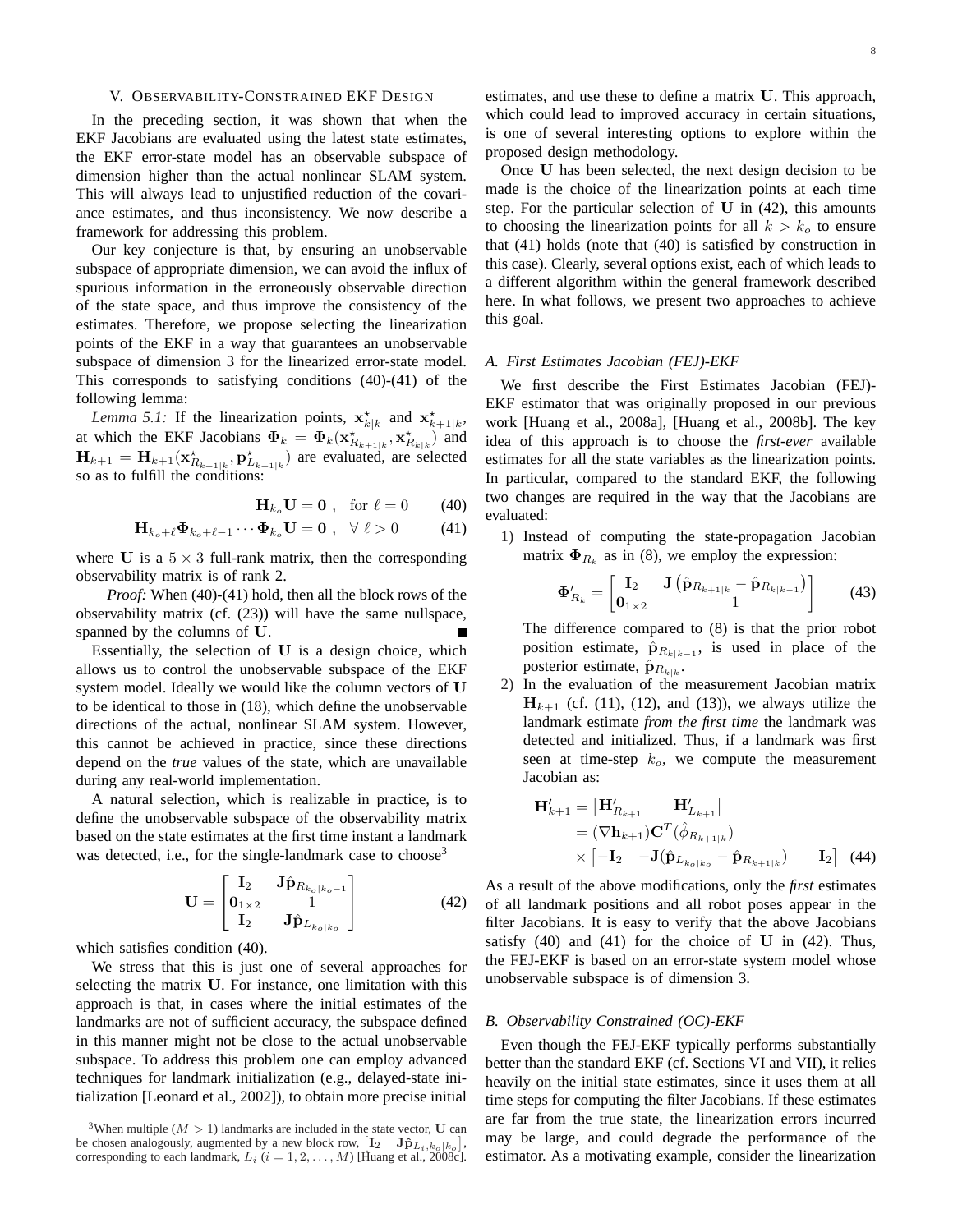## V. Observability-Constrained EKF Design

In the preceding section, it was shown that when the EKF Jacobians are evaluated using the latest state estimates, the EKF error-state model has an observable subspace of dimension higher than the actual nonlinear SLAM system. This will always lead to unjustified reduction of the covariance estimates, and thus inconsistency. We now describe a framework for addressing this problem.

Our key conjecture is that, by ensuring an unobservable subspace of appropriate dimension, we can avoid the influx of spurious information in the erroneously observable direction of the state space, and thus improve the consistency of the estimates. Therefore, we propose selecting the linearization points of the EKF in a way that guarantees an unobservable subspace of dimension 3 for the linearized error-state model. This corresponds to satisfying conditions (40)-(41) of the following lemma:

*Lemma 5.1:* If the linearization points, $\mathbf{x}^\star_{k|k}$ and $\mathbf{x}^\star_{k+1|k}$, at which the EKF Jacobians $\mathbf{\Phi}_k = \mathbf{\Phi}_k(\mathbf{x}^\star_{R_{k+1|k}}, \mathbf{x}^\star_{R_{k|k}})$ and $\mathbf{H}_{k+1} = \mathbf{H}_{k+1}(\mathbf{x}^\star_{R_{k+1|k}}, \mathbf{p}^\star_{L_{k+1|k}})$ are evaluated, are selected so as to fulfill the conditions:

$$\mathbf{H}_{k_o}\mathbf{U} = \mathbf{0}\ , \quad \text{for } \ell = 0 \tag{40}$$

$$\mathbf{H}_{k_o+\ell}\mathbf{\Phi}_{k_o+\ell-1}\cdots\mathbf{\Phi}_{k_o}\mathbf{U} = \mathbf{0}\ , \quad \forall\ \ell > 0 \tag{41}$$

where $\mathbf{U}$ is a $5\times 3$ full-rank matrix, then the corresponding observability matrix is of rank 2.

*Proof:* When (40)-(41) hold, then all the block rows of the observability matrix (cf. (23)) will have the same nullspace, spanned by the columns of $\mathbf{U}$. ∎

Essentially, the selection of $\mathbf{U}$ is a design choice, which allows us to control the unobservable subspace of the EKF system model. Ideally we would like the column vectors of $\mathbf{U}$ to be identical to those in (18), which define the unobservable directions of the actual, nonlinear SLAM system. However, this cannot be achieved in practice, since these directions depend on the *true* values of the state, which are unavailable during any real-world implementation.

A natural selection, which is realizable in practice, is to define the unobservable subspace of the observability matrix based on the state estimates at the first time instant a landmark was detected, i.e., for the single-landmark case to choose[3]

$$\mathbf{U} = \begin{bmatrix} \mathbf{I}_2 & \mathbf{J}\hat{\mathbf{p}}_{R_{k_o|k_o-1}} \\ \mathbf{0}_{1\times 2} & 1 \\ \mathbf{I}_2 & \mathbf{J}\hat{\mathbf{p}}_{L_{k_o|k_o}} \end{bmatrix} \tag{42}$$

which satisfies condition (40).

We stress that this is just one of several approaches for selecting the matrix $\mathbf{U}$. For instance, one limitation with this approach is that, in cases where the initial estimates of the landmarks are not of sufficient accuracy, the subspace defined in this manner might not be close to the actual unobservable subspace. To address this problem one can employ advanced techniques for landmark initialization (e.g., delayed-state initialization [Leonard et al., 2002]), to obtain more precise initial estimates, and use these to define a matrix $\mathbf{U}$. This approach, which could lead to improved accuracy in certain situations, is one of several interesting options to explore within the proposed design methodology.

Once $\mathbf{U}$ has been selected, the next design decision to be made is the choice of the linearization points at each time step. For the particular selection of $\mathbf{U}$ in (42), this amounts to choosing the linearization points for all $k > k_o$ to ensure that (41) holds (note that (40) is satisfied by construction in this case). Clearly, several options exist, each of which leads to a different algorithm within the general framework described here. In what follows, we present two approaches to achieve this goal.

### A. First Estimates Jacobian (FEJ)-EKF

We first describe the First Estimates Jacobian (FEJ)-EKF estimator that was originally proposed in our previous work [Huang et al., 2008a], [Huang et al., 2008b]. The key idea of this approach is to choose the *first-ever* available estimates for all the state variables as the linearization points. In particular, compared to the standard EKF, the following two changes are required in the way that the Jacobians are evaluated:

1) Instead of computing the state-propagation Jacobian matrix $\mathbf{\Phi}_{R_k}$ as in (8), we employ the expression:

$$\mathbf{\Phi}'_{R_k} = \begin{bmatrix} \mathbf{I}_2 & \mathbf{J}\left(\hat{\mathbf{p}}_{R_{k+1|k}} - \hat{\mathbf{p}}_{R_{k|k-1}}\right) \\ \mathbf{0}_{1\times 2} & 1 \end{bmatrix} \tag{43}$$

The difference compared to (8) is that the prior robot position estimate, $\hat{\mathbf{p}}_{R_{k|k-1}}$, is used in place of the posterior estimate, $\hat{\mathbf{p}}_{R_{k|k}}$.

2) In the evaluation of the measurement Jacobian matrix $\mathbf{H}_{k+1}$ (cf. (11), (12), and (13)), we always utilize the landmark estimate *from the first time* the landmark was detected and initialized. Thus, if a landmark was first seen at time-step $k_o$, we compute the measurement Jacobian as:

$$\begin{aligned} \mathbf{H}'_{k+1} &= \begin{bmatrix} \mathbf{H}'_{R_{k+1}} & \mathbf{H}'_{L_{k+1}} \end{bmatrix} \\ &= (\nabla \mathbf{h}_{k+1})\mathbf{C}^T(\hat{\phi}_{R_{k+1|k}}) \\ &\quad \times \begin{bmatrix} -\mathbf{I}_2 & -\mathbf{J}(\hat{\mathbf{p}}_{L_{k_o|k_o}} - \hat{\mathbf{p}}_{R_{k+1|k}}) & \mathbf{I}_2 \end{bmatrix} \end{aligned} \tag{44}$$

As a result of the above modifications, only the *first* estimates of all landmark positions and all robot poses appear in the filter Jacobians. It is easy to verify that the above Jacobians satisfy (40) and (41) for the choice of $\mathbf{U}$ in (42). Thus, the FEJ-EKF is based on an error-state system model whose unobservable subspace is of dimension 3.

### B. Observability Constrained (OC)-EKF

Even though the FEJ-EKF typically performs substantially better than the standard EKF (cf. Sections VI and VII), it relies heavily on the initial state estimates, since it uses them at all time steps for computing the filter Jacobians. If these estimates are far from the true state, the linearization errors incurred may be large, and could degrade the performance of the estimator. As a motivating example, consider the linearization

---

[3] When multiple ($M > 1$) landmarks are included in the state vector, $\mathbf{U}$ can be chosen analogously, augmented by a new block row, $\begin{bmatrix} \mathbf{I}_2 & \mathbf{J}\hat{\mathbf{p}}_{L_i,k_o|k_o} \end{bmatrix}$, corresponding to each landmark, $L_i$ ($i = 1, 2, \ldots, M$) [Huang et al., 2008c].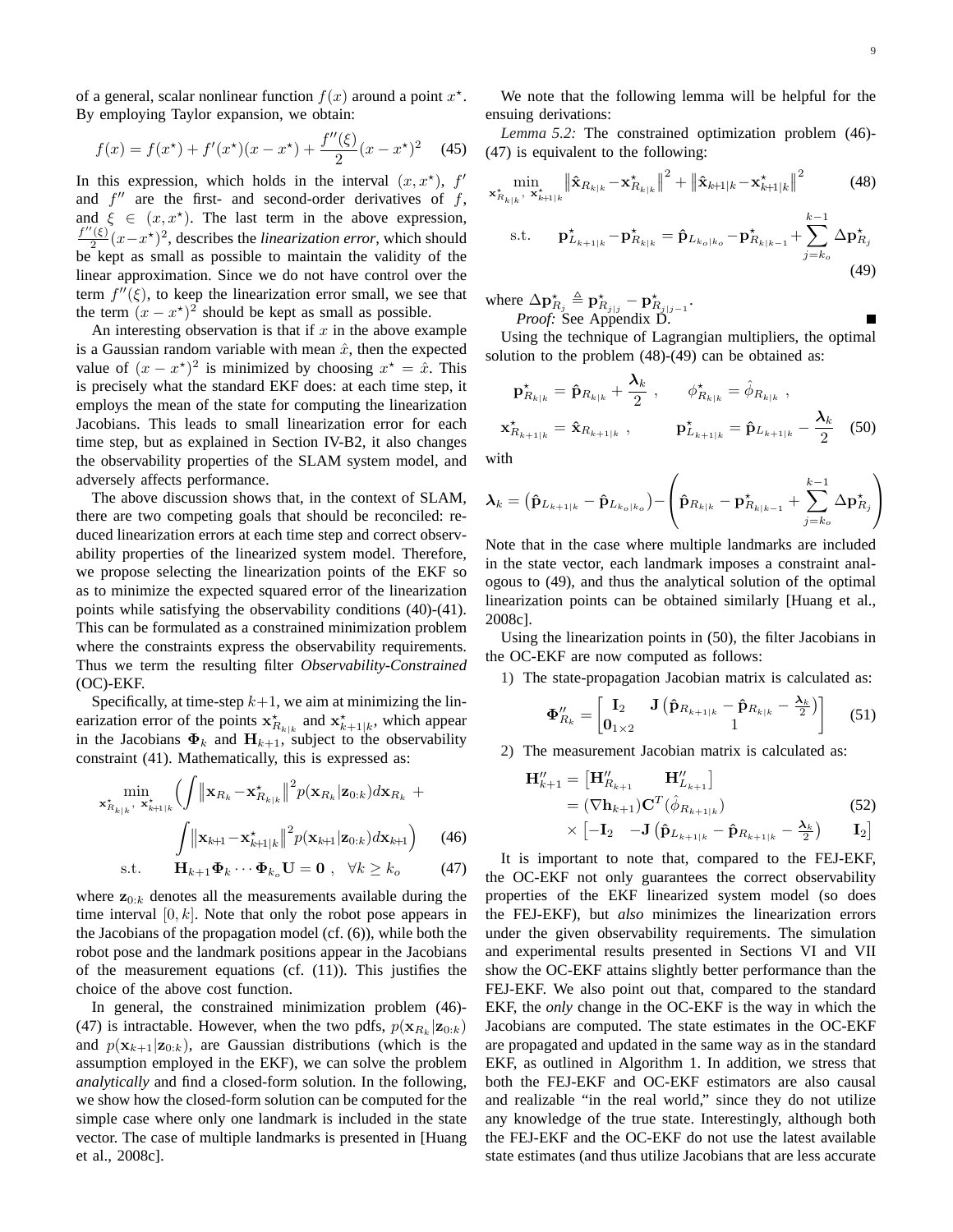of a general, scalar nonlinear function $f(x)$ around a point $x^\star$. By employing Taylor expansion, we obtain:

$$f(x) = f(x^\star) + f'(x^\star)(x - x^\star) + \frac{f''(\xi)}{2}(x - x^\star)^2 \quad (45)$$

In this expression, which holds in the interval $(x, x^\star)$, $f'$ and $f''$ are the first- and second-order derivatives of $f$, and $\xi \in (x, x^\star)$. The last term in the above expression, $\frac{f''(\xi)}{2}(x - x^\star)^2$, describes the *linearization error*, which should be kept as small as possible to maintain the validity of the linear approximation. Since we do not have control over the term $f''(\xi)$, to keep the linearization error small, we see that the term $(x - x^\star)^2$ should be kept as small as possible.

An interesting observation is that if $x$ in the above example is a Gaussian random variable with mean $\hat{x}$, then the expected value of $(x - x^\star)^2$ is minimized by choosing $x^\star = \hat{x}$. This is precisely what the standard EKF does: at each time step, it employs the mean of the state for computing the linearization Jacobians. This leads to small linearization error for each time step, but as explained in Section IV-B2, it also changes the observability properties of the SLAM system model, and adversely affects performance.

The above discussion shows that, in the context of SLAM, there are two competing goals that should be reconciled: reduced linearization errors at each time step and correct observability properties of the linearized system model. Therefore, we propose selecting the linearization points of the EKF so as to minimize the expected squared error of the linearization points while satisfying the observability conditions (40)-(41). This can be formulated as a constrained minimization problem where the constraints express the observability requirements. Thus we term the resulting filter *Observability-Constrained* (OC)-EKF.

Specifically, at time-step $k+1$, we aim at minimizing the linearization error of the points $\mathbf{x}^\star_{R_{k|k}}$ and $\mathbf{x}^\star_{k+1|k}$, which appear in the Jacobians $\mathbf{\Phi}_k$ and $\mathbf{H}_{k+1}$, subject to the observability constraint (41). Mathematically, this is expressed as:

$$\min_{\mathbf{x}^\star_{R_{k|k}},\, \mathbf{x}^\star_{k+1|k}} \Big( \int \left\| \mathbf{x}_{R_k} - \mathbf{x}^\star_{R_{k|k}} \right\|^2 p(\mathbf{x}_{R_k}|\mathbf{z}_{0:k}) d\mathbf{x}_{R_k} + \int \left\| \mathbf{x}_{k+1} - \mathbf{x}^\star_{k+1|k} \right\|^2 p(\mathbf{x}_{k+1}|\mathbf{z}_{0:k}) d\mathbf{x}_{k+1} \Big) \quad (46)$$

$$\text{s.t.} \qquad \mathbf{H}_{k+1}\mathbf{\Phi}_k \cdots \mathbf{\Phi}_{k_o}\mathbf{U} = \mathbf{0} \ , \quad \forall k \geq k_o \quad (47)$$

where $\mathbf{z}_{0:k}$ denotes all the measurements available during the time interval $[0, k]$. Note that only the robot pose appears in the Jacobians of the propagation model (cf. (6)), while both the robot pose and the landmark positions appear in the Jacobians of the measurement equations (cf. (11)). This justifies the choice of the above cost function.

In general, the constrained minimization problem (46)-(47) is intractable. However, when the two pdfs, $p(\mathbf{x}_{R_k}|\mathbf{z}_{0:k})$ and $p(\mathbf{x}_{k+1}|\mathbf{z}_{0:k})$, are Gaussian distributions (which is the assumption employed in the EKF), we can solve the problem *analytically* and find a closed-form solution. In the following, we show how the closed-form solution can be computed for the simple case where only one landmark is included in the state vector. The case of multiple landmarks is presented in [Huang et al., 2008c].

We note that the following lemma will be helpful for the ensuing derivations:

*Lemma 5.2:* The constrained optimization problem (46)-(47) is equivalent to the following:

$$\min_{\mathbf{x}^\star_{R_{k|k}},\, \mathbf{x}^\star_{k+1|k}} \left\| \hat{\mathbf{x}}_{R_{k|k}} - \mathbf{x}^\star_{R_{k|k}} \right\|^2 + \left\| \hat{\mathbf{x}}_{k+1|k} - \mathbf{x}^\star_{k+1|k} \right\|^2 \quad (48)$$

$$\text{s.t.} \qquad \mathbf{p}^\star_{L_{k+1|k}} - \mathbf{p}^\star_{R_{k|k}} = \hat{\mathbf{p}}_{L_{k_o|k_o}} - \mathbf{p}^\star_{R_{k|k-1}} + \sum_{j=k_o}^{k-1} \Delta\mathbf{p}^\star_{R_j} \quad (49)$$

where $\Delta\mathbf{p}^\star_{R_j} \triangleq \mathbf{p}^\star_{R_{j|j}} - \mathbf{p}^\star_{R_{j|j-1}}$.

*Proof:* See Appendix D. ∎

Using the technique of Lagrangian multipliers, the optimal solution to the problem (48)-(49) can be obtained as:

$$\mathbf{p}^\star_{R_{k|k}} = \hat{\mathbf{p}}_{R_{k|k}} + \frac{\boldsymbol{\lambda}_k}{2} \ , \qquad \phi^\star_{R_{k|k}} = \hat{\phi}_{R_{k|k}} \ ,$$
$$\mathbf{x}^\star_{R_{k+1|k}} = \hat{\mathbf{x}}_{R_{k+1|k}} \ , \qquad \mathbf{p}^\star_{L_{k+1|k}} = \hat{\mathbf{p}}_{L_{k+1|k}} - \frac{\boldsymbol{\lambda}_k}{2} \quad (50)$$

with

$$\boldsymbol{\lambda}_k = \left(\hat{\mathbf{p}}_{L_{k+1|k}} - \hat{\mathbf{p}}_{L_{k_o|k_o}}\right) - \left(\hat{\mathbf{p}}_{R_{k|k}} - \mathbf{p}^\star_{R_{k|k-1}} + \sum_{j=k_o}^{k-1} \Delta\mathbf{p}^\star_{R_j}\right)$$

Note that in the case where multiple landmarks are included in the state vector, each landmark imposes a constraint analogous to (49), and thus the analytical solution of the optimal linearization points can be obtained similarly [Huang et al., 2008c].

Using the linearization points in (50), the filter Jacobians in the OC-EKF are now computed as follows:

1) The state-propagation Jacobian matrix is calculated as:

$$\mathbf{\Phi}''_{R_k} = \begin{bmatrix} \mathbf{I}_2 & \mathbf{J}\left(\hat{\mathbf{p}}_{R_{k+1|k}} - \hat{\mathbf{p}}_{R_{k|k}} - \frac{\boldsymbol{\lambda}_k}{2}\right) \\ \mathbf{0}_{1\times 2} & 1 \end{bmatrix} \quad (51)$$

2) The measurement Jacobian matrix is calculated as:

$$\begin{aligned} \mathbf{H}''_{k+1} &= \begin{bmatrix} \mathbf{H}''_{R_{k+1}} & \mathbf{H}''_{L_{k+1}} \end{bmatrix} \\ &= (\nabla \mathbf{h}_{k+1})\mathbf{C}^T(\hat{\phi}_{R_{k+1|k}}) \quad (52) \\ &\quad \times \begin{bmatrix} -\mathbf{I}_2 & -\mathbf{J}\left(\hat{\mathbf{p}}_{L_{k+1|k}} - \hat{\mathbf{p}}_{R_{k+1|k}} - \frac{\boldsymbol{\lambda}_k}{2}\right) & \mathbf{I}_2 \end{bmatrix} \end{aligned}$$

It is important to note that, compared to the FEJ-EKF, the OC-EKF not only guarantees the correct observability properties of the EKF linearized system model (so does the FEJ-EKF), but *also* minimizes the linearization errors under the given observability requirements. The simulation and experimental results presented in Sections VI and VII show the OC-EKF attains slightly better performance than the FEJ-EKF. We also point out that, compared to the standard EKF, the *only* change in the OC-EKF is the way in which the Jacobians are computed. The state estimates in the OC-EKF are propagated and updated in the same way as in the standard EKF, as outlined in Algorithm 1. In addition, we stress that both the FEJ-EKF and OC-EKF estimators are also causal and realizable "in the real world," since they do not utilize any knowledge of the true state. Interestingly, although both the FEJ-EKF and the OC-EKF do not use the latest available state estimates (and thus utilize Jacobians that are less accurate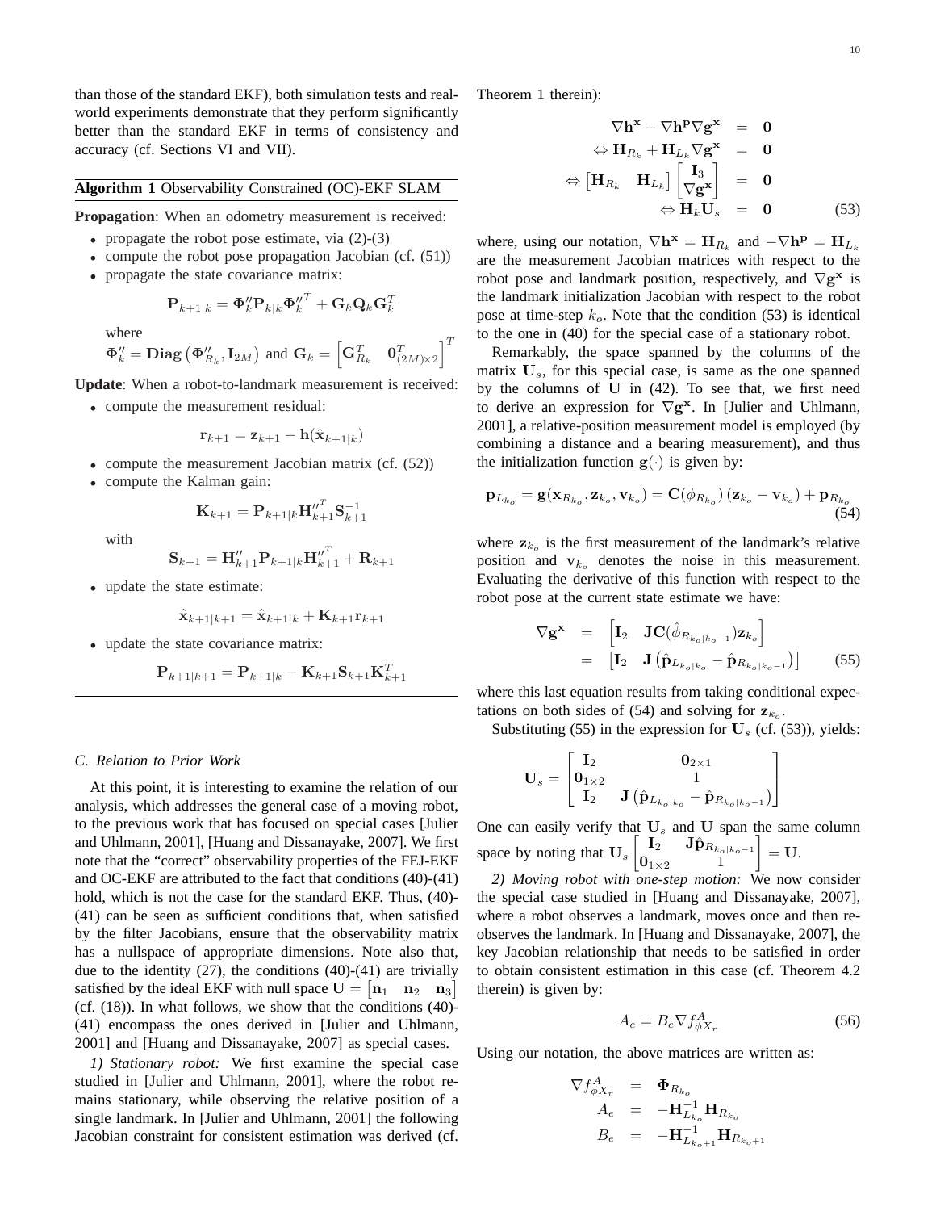than those of the standard EKF), both simulation tests and real-world experiments demonstrate that they perform significantly better than the standard EKF in terms of consistency and accuracy (cf. Sections VI and VII).

---

**Algorithm 1** Observability Constrained (OC)-EKF SLAM

---

**Propagation**: When an odometry measurement is received:

- propagate the robot pose estimate, via (2)-(3)
- compute the robot pose propagation Jacobian (cf. (51))
- propagate the state covariance matrix:

$$\mathbf{P}_{k+1|k} = \mathbf{\Phi}_k'' \mathbf{P}_{k|k} \mathbf{\Phi}_k''^T + \mathbf{G}_k \mathbf{Q}_k \mathbf{G}_k^T$$

where
$\mathbf{\Phi}_k'' = \mathbf{Diag}\left(\mathbf{\Phi}_{R_k}'', \mathbf{I}_{2M}\right)$ and $\mathbf{G}_k = \begin{bmatrix} \mathbf{G}_{R_k}^T & \mathbf{0}_{(2M)\times 2}^T \end{bmatrix}^T$

**Update**: When a robot-to-landmark measurement is received:

- compute the measurement residual:

$$\mathbf{r}_{k+1} = \mathbf{z}_{k+1} - \mathbf{h}(\hat{\mathbf{x}}_{k+1|k})$$

- compute the measurement Jacobian matrix (cf. (52))
- compute the Kalman gain:

$$\mathbf{K}_{k+1} = \mathbf{P}_{k+1|k} \mathbf{H}_{k+1}''^T \mathbf{S}_{k+1}^{-1}$$

with

$$\mathbf{S}_{k+1} = \mathbf{H}_{k+1}'' \mathbf{P}_{k+1|k} \mathbf{H}_{k+1}''^T + \mathbf{R}_{k+1}$$

- update the state estimate:

$$\hat{\mathbf{x}}_{k+1|k+1} = \hat{\mathbf{x}}_{k+1|k} + \mathbf{K}_{k+1}\mathbf{r}_{k+1}$$

- update the state covariance matrix:

$$\mathbf{P}_{k+1|k+1} = \mathbf{P}_{k+1|k} - \mathbf{K}_{k+1}\mathbf{S}_{k+1}\mathbf{K}_{k+1}^T$$

---

### C. Relation to Prior Work

At this point, it is interesting to examine the relation of our analysis, which addresses the general case of a moving robot, to the previous work that has focused on special cases [Julier and Uhlmann, 2001], [Huang and Dissanayake, 2007]. We first note that the "correct" observability properties of the FEJ-EKF and OC-EKF are attributed to the fact that conditions (40)-(41) hold, which is not the case for the standard EKF. Thus, (40)-(41) can be seen as sufficient conditions that, when satisfied by the filter Jacobians, ensure that the observability matrix has a nullspace of appropriate dimensions. Note also that, due to the identity (27), the conditions (40)-(41) are trivially satisfied by the ideal EKF with null space $\mathbf{U} = \begin{bmatrix}\mathbf{n}_1 & \mathbf{n}_2 & \mathbf{n}_3\end{bmatrix}$ (cf. (18)). In what follows, we show that the conditions (40)-(41) encompass the ones derived in [Julier and Uhlmann, 2001] and [Huang and Dissanayake, 2007] as special cases.

*1) Stationary robot:* We first examine the special case studied in [Julier and Uhlmann, 2001], where the robot remains stationary, while observing the relative position of a single landmark. In [Julier and Uhlmann, 2001] the following Jacobian constraint for consistent estimation was derived (cf. Theorem 1 therein):

$$\begin{aligned}
\nabla \mathbf{h}^{\mathbf{x}} - \nabla \mathbf{h}^{\mathbf{p}} \nabla \mathbf{g}^{\mathbf{x}} &= \mathbf{0} \\
\Leftrightarrow \mathbf{H}_{R_k} + \mathbf{H}_{L_k} \nabla \mathbf{g}^{\mathbf{x}} &= \mathbf{0} \\
\Leftrightarrow \begin{bmatrix}\mathbf{H}_{R_k} & \mathbf{H}_{L_k}\end{bmatrix} \begin{bmatrix}\mathbf{I}_3 \\ \nabla \mathbf{g}^{\mathbf{x}}\end{bmatrix} &= \mathbf{0} \\
\Leftrightarrow \mathbf{H}_k \mathbf{U}_s &= \mathbf{0}
\end{aligned} \tag{53}$$

where, using our notation, $\nabla \mathbf{h}^{\mathbf{x}} = \mathbf{H}_{R_k}$ and $-\nabla \mathbf{h}^{\mathbf{p}} = \mathbf{H}_{L_k}$ are the measurement Jacobian matrices with respect to the robot pose and landmark position, respectively, and $\nabla \mathbf{g}^{\mathbf{x}}$ is the landmark initialization Jacobian with respect to the robot pose at time-step $k_o$. Note that the condition (53) is identical to the one in (40) for the special case of a stationary robot.

Remarkably, the space spanned by the columns of the matrix $\mathbf{U}_s$, for this special case, is same as the one spanned by the columns of $\mathbf{U}$ in (42). To see that, we first need to derive an expression for $\nabla \mathbf{g}^{\mathbf{x}}$. In [Julier and Uhlmann, 2001], a relative-position measurement model is employed (by combining a distance and a bearing measurement), and thus the initialization function $\mathbf{g}(\cdot)$ is given by:

$$\mathbf{p}_{L_{k_o}} = \mathbf{g}(\mathbf{x}_{R_{k_o}}, \mathbf{z}_{k_o}, \mathbf{v}_{k_o}) = \mathbf{C}(\phi_{R_{k_o}})\left(\mathbf{z}_{k_o} - \mathbf{v}_{k_o}\right) + \mathbf{p}_{R_{k_o}} \tag{54}$$

where $\mathbf{z}_{k_o}$ is the first measurement of the landmark's relative position and $\mathbf{v}_{k_o}$ denotes the noise in this measurement. Evaluating the derivative of this function with respect to the robot pose at the current state estimate we have:

$$\begin{aligned}
\nabla \mathbf{g}^{\mathbf{x}} &= \begin{bmatrix}\mathbf{I}_2 & \mathbf{J}\mathbf{C}(\hat{\phi}_{R_{k_o|k_o-1}})\mathbf{z}_{k_o}\end{bmatrix} \\
&= \begin{bmatrix}\mathbf{I}_2 & \mathbf{J}\left(\hat{\mathbf{p}}_{L_{k_o|k_o}} - \hat{\mathbf{p}}_{R_{k_o|k_o-1}}\right)\end{bmatrix}
\end{aligned} \tag{55}$$

where this last equation results from taking conditional expectations on both sides of (54) and solving for $\mathbf{z}_{k_o}$.

Substituting (55) in the expression for $\mathbf{U}_s$ (cf. (53)), yields:

$$\mathbf{U}_s = \begin{bmatrix}\mathbf{I}_2 & \mathbf{0}_{2\times 1} \\ \mathbf{0}_{1\times 2} & 1 \\ \mathbf{I}_2 & \mathbf{J}\left(\hat{\mathbf{p}}_{L_{k_o|k_o}} - \hat{\mathbf{p}}_{R_{k_o|k_o-1}}\right)\end{bmatrix}$$

One can easily verify that $\mathbf{U}_s$ and $\mathbf{U}$ span the same column space by noting that $\mathbf{U}_s \begin{bmatrix}\mathbf{I}_2 & \mathbf{J}\hat{\mathbf{p}}_{R_{k_o|k_o-1}} \\ \mathbf{0}_{1\times 2} & 1\end{bmatrix} = \mathbf{U}$.

*2) Moving robot with one-step motion:* We now consider the special case studied in [Huang and Dissanayake, 2007], where a robot observes a landmark, moves once and then re-observes the landmark. In [Huang and Dissanayake, 2007], the key Jacobian relationship that needs to be satisfied in order to obtain consistent estimation in this case (cf. Theorem 4.2 therein) is given by:

$$A_e = B_e \nabla f_{\phi X_r}^A \tag{56}$$

Using our notation, the above matrices are written as:

$$\begin{aligned}
\nabla f_{\phi X_r}^A &= \mathbf{\Phi}_{R_{k_o}} \\
A_e &= -\mathbf{H}_{L_{k_o}}^{-1} \mathbf{H}_{R_{k_o}} \\
B_e &= -\mathbf{H}_{L_{k_o+1}}^{-1} \mathbf{H}_{R_{k_o+1}}
\end{aligned}$$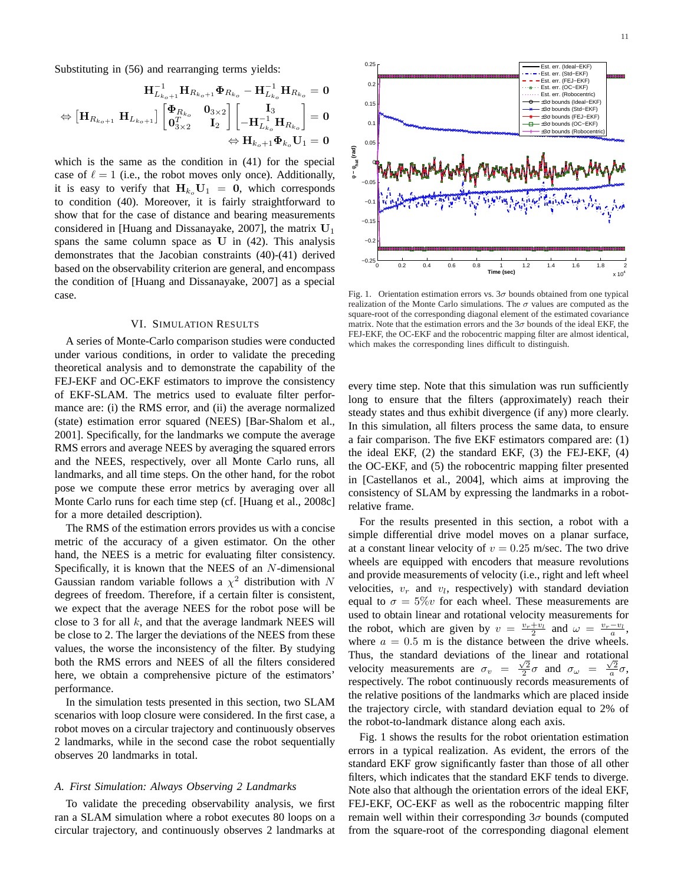Substituting in (56) and rearranging terms yields:

$$
\begin{aligned}
&\mathbf{H}_{L_{k_o+1}}^{-1}\mathbf{H}_{R_{k_o+1}}\mathbf{\Phi}_{R_{k_o}} - \mathbf{H}_{L_{k_o}}^{-1}\mathbf{H}_{R_{k_o}} = \mathbf{0} \\
\Leftrightarrow &\begin{bmatrix}\mathbf{H}_{R_{k_o+1}} & \mathbf{H}_{L_{k_o+1}}\end{bmatrix}\begin{bmatrix}\mathbf{\Phi}_{R_{k_o}} & \mathbf{0}_{3\times 2} \\ \mathbf{0}_{3\times 2}^T & \mathbf{I}_2\end{bmatrix}\begin{bmatrix}\mathbf{I}_3 \\ -\mathbf{H}_{L_{k_o}}^{-1}\mathbf{H}_{R_{k_o}}\end{bmatrix} = \mathbf{0} \\
&\Leftrightarrow \mathbf{H}_{k_o+1}\mathbf{\Phi}_{k_o}\mathbf{U}_1 = \mathbf{0}
\end{aligned}
$$

which is the same as the condition in (41) for the special case of $\ell = 1$ (i.e., the robot moves only once). Additionally, it is easy to verify that $\mathbf{H}_{k_o}\mathbf{U}_1 = \mathbf{0}$, which corresponds to condition (40). Moreover, it is fairly straightforward to show that for the case of distance and bearing measurements considered in [Huang and Dissanayake, 2007], the matrix $\mathbf{U}_1$ spans the same column space as $\mathbf{U}$ in (42). This analysis demonstrates that the Jacobian constraints (40)-(41) derived based on the observability criterion are general, and encompass the condition of [Huang and Dissanayake, 2007] as a special case.

## VI. Simulation Results

A series of Monte-Carlo comparison studies were conducted under various conditions, in order to validate the preceding theoretical analysis and to demonstrate the capability of the FEJ-EKF and OC-EKF estimators to improve the consistency of EKF-SLAM. The metrics used to evaluate filter performance are: (i) the RMS error, and (ii) the average normalized (state) estimation error squared (NEES) [Bar-Shalom et al., 2001]. Specifically, for the landmarks we compute the average RMS errors and average NEES by averaging the squared errors and the NEES, respectively, over all Monte Carlo runs, all landmarks, and all time steps. On the other hand, for the robot pose we compute these error metrics by averaging over all Monte Carlo runs for each time step (cf. [Huang et al., 2008c] for a more detailed description).

The RMS of the estimation errors provides us with a concise metric of the accuracy of a given estimator. On the other hand, the NEES is a metric for evaluating filter consistency. Specifically, it is known that the NEES of an $N$-dimensional Gaussian random variable follows a $\chi^2$ distribution with $N$ degrees of freedom. Therefore, if a certain filter is consistent, we expect that the average NEES for the robot pose will be close to 3 for all $k$, and that the average landmark NEES will be close to 2. The larger the deviations of the NEES from these values, the worse the inconsistency of the filter. By studying both the RMS errors and NEES of all the filters considered here, we obtain a comprehensive picture of the estimators' performance.

In the simulation tests presented in this section, two SLAM scenarios with loop closure were considered. In the first case, a robot moves on a circular trajectory and continuously observes 2 landmarks, while in the second case the robot sequentially observes 20 landmarks in total.

### A. First Simulation: Always Observing 2 Landmarks

To validate the preceding observability analysis, we first ran a SLAM simulation where a robot executes 80 loops on a circular trajectory, and continuously observes 2 landmarks at every time step. Note that this simulation was run sufficiently long to ensure that the filters (approximately) reach their steady states and thus exhibit divergence (if any) more clearly. In this simulation, all filters process the same data, to ensure a fair comparison. The five EKF estimators compared are: (1) the ideal EKF, (2) the standard EKF, (3) the FEJ-EKF, (4) the OC-EKF, and (5) the robocentric mapping filter presented in [Castellanos et al., 2004], which aims at improving the consistency of SLAM by expressing the landmarks in a robot-relative frame.

Fig. 1. Orientation estimation errors vs. $3\sigma$ bounds obtained from one typical realization of the Monte Carlo simulations. The $\sigma$ values are computed as the square-root of the corresponding diagonal element of the estimated covariance matrix. Note that the estimation errors and the $3\sigma$ bounds of the ideal EKF, the FEJ-EKF, the OC-EKF and the robocentric mapping filter are almost identical, which makes the corresponding lines difficult to distinguish.

For the results presented in this section, a robot with a simple differential drive model moves on a planar surface, at a constant linear velocity of $v = 0.25$ m/sec. The two drive wheels are equipped with encoders that measure revolutions and provide measurements of velocity (i.e., right and left wheel velocities, $v_r$ and $v_l$, respectively) with standard deviation equal to $\sigma = 5\%v$ for each wheel. These measurements are used to obtain linear and rotational velocity measurements for the robot, which are given by $v = \frac{v_r+v_l}{2}$ and $\omega = \frac{v_r-v_l}{a}$, where $a = 0.5$ m is the distance between the drive wheels. Thus, the standard deviations of the linear and rotational velocity measurements are $\sigma_v = \frac{\sqrt{2}}{2}\sigma$ and $\sigma_\omega = \frac{\sqrt{2}}{a}\sigma$, respectively. The robot continuously records measurements of the relative positions of the landmarks which are placed inside the trajectory circle, with standard deviation equal to 2% of the robot-to-landmark distance along each axis.

Fig. 1 shows the results for the robot orientation estimation errors in a typical realization. As evident, the errors of the standard EKF grow significantly faster than those of all other filters, which indicates that the standard EKF tends to diverge. Note also that although the orientation errors of the ideal EKF, FEJ-EKF, OC-EKF as well as the robocentric mapping filter remain well within their corresponding $3\sigma$ bounds (computed from the square-root of the corresponding diagonal element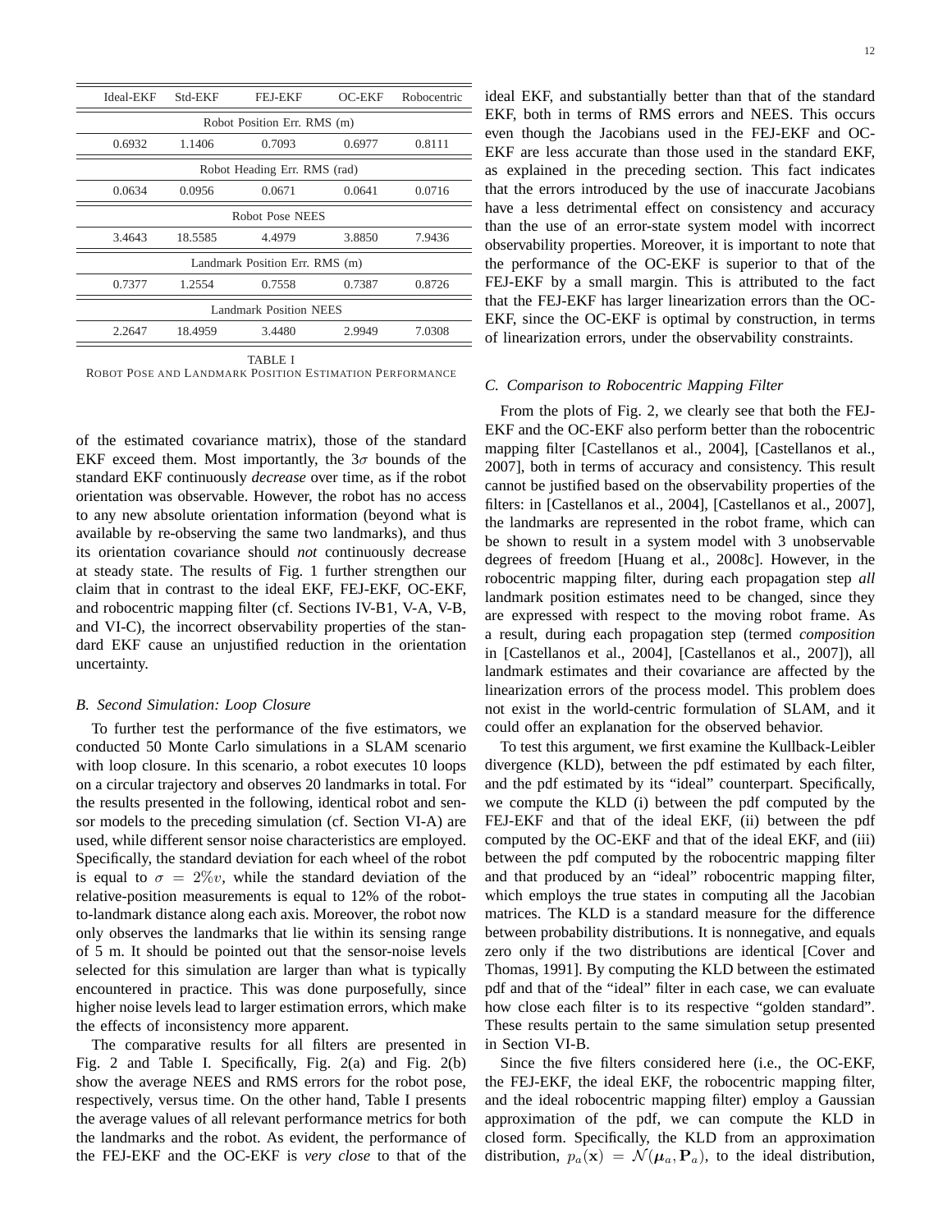| Ideal-EKF | Std-EKF | FEJ-EKF | OC-EKF | Robocentric |
|---|---|---|---|---|
| Robot Position Err. RMS (m) | | | | |
| 0.6932 | 1.1406 | 0.7093 | 0.6977 | 0.8111 |
| Robot Heading Err. RMS (rad) | | | | |
| 0.0634 | 0.0956 | 0.0671 | 0.0641 | 0.0716 |
| Robot Pose NEES | | | | |
| 3.4643 | 18.5585 | 4.4979 | 3.8850 | 7.9436 |
| Landmark Position Err. RMS (m) | | | | |
| 0.7377 | 1.2554 | 0.7558 | 0.7387 | 0.8726 |
| Landmark Position NEES | | | | |
| 2.2647 | 18.4959 | 3.4480 | 2.9949 | 7.0308 |

TABLE I
ROBOT POSE AND LANDMARK POSITION ESTIMATION PERFORMANCE

of the estimated covariance matrix), those of the standard EKF exceed them. Most importantly, the $3\sigma$ bounds of the standard EKF continuously *decrease* over time, as if the robot orientation was observable. However, the robot has no access to any new absolute orientation information (beyond what is available by re-observing the same two landmarks), and thus its orientation covariance should *not* continuously decrease at steady state. The results of Fig. 1 further strengthen our claim that in contrast to the ideal EKF, FEJ-EKF, OC-EKF, and robocentric mapping filter (cf. Sections IV-B1, V-A, V-B, and VI-C), the incorrect observability properties of the standard EKF cause an unjustified reduction in the orientation uncertainty.

### B. Second Simulation: Loop Closure

To further test the performance of the five estimators, we conducted 50 Monte Carlo simulations in a SLAM scenario with loop closure. In this scenario, a robot executes 10 loops on a circular trajectory and observes 20 landmarks in total. For the results presented in the following, identical robot and sensor models to the preceding simulation (cf. Section VI-A) are used, while different sensor noise characteristics are employed. Specifically, the standard deviation for each wheel of the robot is equal to $\sigma = 2\%v$, while the standard deviation of the relative-position measurements is equal to 12% of the robot-to-landmark distance along each axis. Moreover, the robot now only observes the landmarks that lie within its sensing range of 5 m. It should be pointed out that the sensor-noise levels selected for this simulation are larger than what is typically encountered in practice. This was done purposefully, since higher noise levels lead to larger estimation errors, which make the effects of inconsistency more apparent.

The comparative results for all filters are presented in Fig. 2 and Table I. Specifically, Fig. 2(a) and Fig. 2(b) show the average NEES and RMS errors for the robot pose, respectively, versus time. On the other hand, Table I presents the average values of all relevant performance metrics for both the landmarks and the robot. As evident, the performance of the FEJ-EKF and the OC-EKF is *very close* to that of the ideal EKF, and substantially better than that of the standard EKF, both in terms of RMS errors and NEES. This occurs even though the Jacobians used in the FEJ-EKF and OC-EKF are less accurate than those used in the standard EKF, as explained in the preceding section. This fact indicates that the errors introduced by the use of inaccurate Jacobians have a less detrimental effect on consistency and accuracy than the use of an error-state system model with incorrect observability properties. Moreover, it is important to note that the performance of the OC-EKF is superior to that of the FEJ-EKF by a small margin. This is attributed to the fact that the FEJ-EKF has larger linearization errors than the OC-EKF, since the OC-EKF is optimal by construction, in terms of linearization errors, under the observability constraints.

### C. Comparison to Robocentric Mapping Filter

From the plots of Fig. 2, we clearly see that both the FEJ-EKF and the OC-EKF also perform better than the robocentric mapping filter [Castellanos et al., 2004], [Castellanos et al., 2007], both in terms of accuracy and consistency. This result cannot be justified based on the observability properties of the filters: in [Castellanos et al., 2004], [Castellanos et al., 2007], the landmarks are represented in the robot frame, which can be shown to result in a system model with 3 unobservable degrees of freedom [Huang et al., 2008c]. However, in the robocentric mapping filter, during each propagation step *all* landmark position estimates need to be changed, since they are expressed with respect to the moving robot frame. As a result, during each propagation step (termed *composition* in [Castellanos et al., 2004], [Castellanos et al., 2007]), all landmark estimates and their covariance are affected by the linearization errors of the process model. This problem does not exist in the world-centric formulation of SLAM, and it could offer an explanation for the observed behavior.

To test this argument, we first examine the Kullback-Leibler divergence (KLD), between the pdf estimated by each filter, and the pdf estimated by its "ideal" counterpart. Specifically, we compute the KLD (i) between the pdf computed by the FEJ-EKF and that of the ideal EKF, (ii) between the pdf computed by the OC-EKF and that of the ideal EKF, and (iii) between the pdf computed by the robocentric mapping filter and that produced by an "ideal" robocentric mapping filter, which employs the true states in computing all the Jacobian matrices. The KLD is a standard measure for the difference between probability distributions. It is nonnegative, and equals zero only if the two distributions are identical [Cover and Thomas, 1991]. By computing the KLD between the estimated pdf and that of the "ideal" filter in each case, we can evaluate how close each filter is to its respective "golden standard". These results pertain to the same simulation setup presented in Section VI-B.

Since the five filters considered here (i.e., the OC-EKF, the FEJ-EKF, the ideal EKF, the robocentric mapping filter, and the ideal robocentric mapping filter) employ a Gaussian approximation of the pdf, we can compute the KLD in closed form. Specifically, the KLD from an approximation distribution, $p_a(\mathbf{x}) = \mathcal{N}(\boldsymbol{\mu}_a, \mathbf{P}_a)$, to the ideal distribution,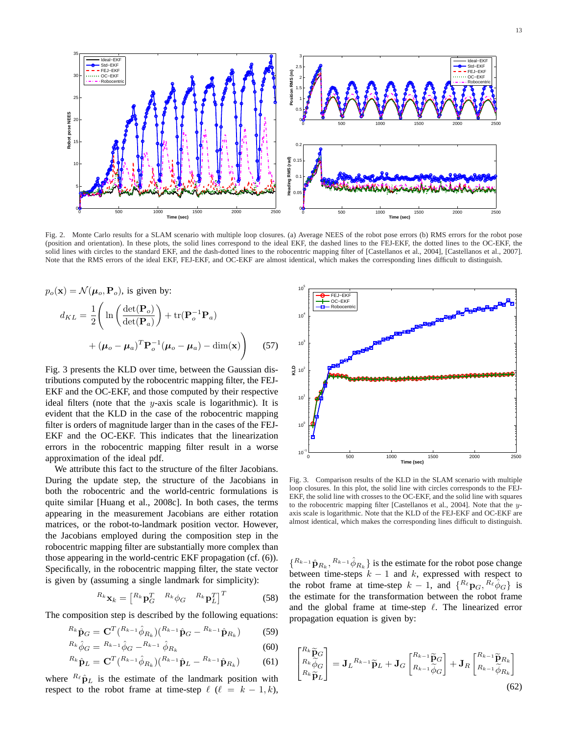Fig. 2. Monte Carlo results for a SLAM scenario with multiple loop closures. (a) Average NEES of the robot pose errors (b) RMS errors for the robot pose (position and orientation). In these plots, the solid lines correspond to the ideal EKF, the dashed lines to the FEJ-EKF, the dotted lines to the OC-EKF, the solid lines with circles to the standard EKF, and the dash-dotted lines to the robocentric mapping filter of [Castellanos et al., 2004], [Castellanos et al., 2007]. Note that the RMS errors of the ideal EKF, FEJ-EKF, and OC-EKF are almost identical, which makes the corresponding lines difficult to distinguish.

$p_o(\mathbf{x}) = \mathcal{N}(\boldsymbol{\mu}_o, \mathbf{P}_o)$, is given by:

$$d_{KL} = \frac{1}{2}\Bigg( \ln\left(\frac{\det(\mathbf{P}_o)}{\det(\mathbf{P}_a)}\right) + \mathrm{tr}(\mathbf{P}_o^{-1}\mathbf{P}_a) + (\boldsymbol{\mu}_o - \boldsymbol{\mu}_a)^T \mathbf{P}_o^{-1}(\boldsymbol{\mu}_o - \boldsymbol{\mu}_a) - \dim(\mathbf{x}) \Bigg) \tag{57}$$

Fig. 3 presents the KLD over time, between the Gaussian distributions computed by the robocentric mapping filter, the FEJ-EKF and the OC-EKF, and those computed by their respective ideal filters (note that the $y$-axis scale is logarithmic). It is evident that the KLD in the case of the robocentric mapping filter is orders of magnitude larger than in the cases of the FEJ-EKF and the OC-EKF. This indicates that the linearization errors in the robocentric mapping filter result in a worse approximation of the ideal pdf.

We attribute this fact to the structure of the filter Jacobians. During the update step, the structure of the Jacobians in both the robocentric and the world-centric formulations is quite similar [Huang et al., 2008c]. In both cases, the terms appearing in the measurement Jacobians are either rotation matrices, or the robot-to-landmark position vector. However, the Jacobians employed during the composition step in the robocentric mapping filter are substantially more complex than those appearing in the world-centric EKF propagation (cf. (6)). Specifically, in the robocentric mapping filter, the state vector is given by (assuming a single landmark for simplicity):

$$^{R_k}\mathbf{x}_k = \begin{bmatrix} ^{R_k}\mathbf{p}_G^T & ^{R_k}\phi_G & ^{R_k}\mathbf{p}_L^T \end{bmatrix}^T \tag{58}$$

The composition step is described by the following equations:

$$^{R_k}\hat{\mathbf{p}}_G = \mathbf{C}^T(^{R_{k-1}}\hat{\phi}_{R_k})(^{R_{k-1}}\hat{\mathbf{p}}_G - {}^{R_{k-1}}\hat{\mathbf{p}}_{R_k}) \tag{59}$$

$$^{R_k}\hat{\phi}_G = {}^{R_{k-1}}\hat{\phi}_G - {}^{R_{k-1}}\hat{\phi}_{R_k} \tag{60}$$

$$^{R_k}\hat{\mathbf{p}}_L = \mathbf{C}^T(^{R_{k-1}}\hat{\phi}_{R_k})(^{R_{k-1}}\hat{\mathbf{p}}_L - {}^{R_{k-1}}\hat{\mathbf{p}}_{R_k}) \tag{61}$$

where $^{R_\ell}\hat{\mathbf{p}}_L$ is the estimate of the landmark position with respect to the robot frame at time-step $\ell$ ($\ell = k-1, k$),

Fig. 3. Comparison results of the KLD in the SLAM scenario with multiple loop closures. In this plot, the solid line with circles corresponds to the FEJ-EKF, the solid line with crosses to the OC-EKF, and the solid line with squares to the robocentric mapping filter [Castellanos et al., 2004]. Note that the $y$-axis scale is logarithmic. Note that the KLD of the FEJ-EKF and OC-EKF are almost identical, which makes the corresponding lines difficult to distinguish.

$\{^{R_{k-1}}\hat{\mathbf{p}}_{R_k}, {}^{R_{k-1}}\hat{\phi}_{R_k}\}$ is the estimate for the robot pose change between time-steps $k-1$ and $k$, expressed with respect to the robot frame at time-step $k-1$, and $\{^{R_\ell}\mathbf{p}_G, {}^{R_\ell}\hat{\phi}_G\}$ is the estimate for the transformation between the robot frame and the global frame at time-step $\ell$. The linearized error propagation equation is given by:

$$\begin{bmatrix} ^{R_k}\widetilde{\mathbf{p}}_G \\ ^{R_k}\widetilde{\phi}_G \\ ^{R_k}\widetilde{\mathbf{p}}_L \end{bmatrix} = \mathbf{J}_L {}^{R_{k-1}}\widetilde{\mathbf{p}}_L + \mathbf{J}_G \begin{bmatrix} ^{R_{k-1}}\widetilde{\mathbf{p}}_G \\ ^{R_{k-1}}\widetilde{\phi}_G \end{bmatrix} + \mathbf{J}_R \begin{bmatrix} ^{R_{k-1}}\widetilde{\mathbf{p}}_{R_k} \\ ^{R_{k-1}}\widetilde{\phi}_{R_k} \end{bmatrix} \tag{62}$$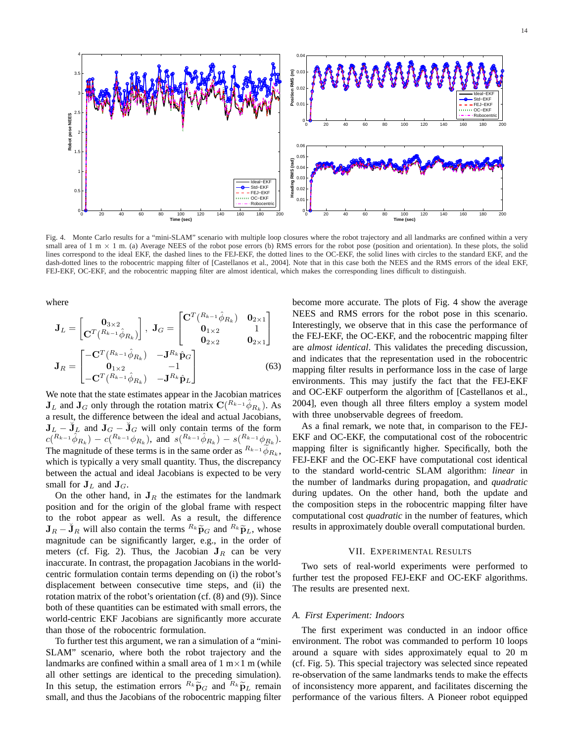Fig. 4. Monte Carlo results for a "mini-SLAM" scenario with multiple loop closures where the robot trajectory and all landmarks are confined within a very small area of 1 m × 1 m. (a) Average NEES of the robot pose errors (b) RMS errors for the robot pose (position and orientation). In these plots, the solid lines correspond to the ideal EKF, the dashed lines to the FEJ-EKF, the dotted lines to the OC-EKF, the solid lines with circles to the standard EKF, and the dash-dotted lines to the robocentric mapping filter of [Castellanos et al., 2004]. Note that in this case both the NEES and the RMS errors of the ideal EKF, FEJ-EKF, OC-EKF, and the robocentric mapping filter are almost identical, which makes the corresponding lines difficult to distinguish.

where

$$\mathbf{J}_L = \begin{bmatrix} \mathbf{0}_{3\times 2} \\ \mathbf{C}^T({}^{R_{k-1}}\hat{\phi}_{R_k}) \end{bmatrix}, \ \mathbf{J}_G = \begin{bmatrix} \mathbf{C}^T({}^{R_{k-1}}\hat{\phi}_{R_k}) & \mathbf{0}_{2\times 1} \\ \mathbf{0}_{1\times 2} & 1 \\ \mathbf{0}_{2\times 2} & \mathbf{0}_{2\times 1} \end{bmatrix}$$

$$\mathbf{J}_R = \begin{bmatrix} -\mathbf{C}^T({}^{R_{k-1}}\hat{\phi}_{R_k}) & -\mathbf{J}^{R_k}\hat{\mathbf{p}}_G \\ \mathbf{0}_{1\times 2} & -1 \\ -\mathbf{C}^T({}^{R_{k-1}}\hat{\phi}_{R_k}) & -\mathbf{J}^{R_k}\hat{\mathbf{p}}_L \end{bmatrix} \tag{63}$$

We note that the state estimates appear in the Jacobian matrices $\mathbf{J}_L$ and $\mathbf{J}_G$ only through the rotation matrix $\mathbf{C}({}^{R_{k-1}}\hat{\phi}_{R_k})$. As a result, the difference between the ideal and actual Jacobians, $\mathbf{J}_L - \breve{\mathbf{J}}_L$ and $\mathbf{J}_G - \breve{\mathbf{J}}_G$ will only contain terms of the form $c({}^{R_{k-1}}\hat{\phi}_{R_k}) - c({}^{R_{k-1}}\phi_{R_k})$, and $s({}^{R_{k-1}}\hat{\phi}_{R_k}) - s({}^{R_{k-1}}\phi_{R_k})$. The magnitude of these terms is in the same order as ${}^{R_{k-1}}\widetilde{\phi}_{R_k}$, which is typically a very small quantity. Thus, the discrepancy between the actual and ideal Jacobians is expected to be very small for $\mathbf{J}_L$ and $\mathbf{J}_G$.

On the other hand, in $\mathbf{J}_R$ the estimates for the landmark position and for the origin of the global frame with respect to the robot appear as well. As a result, the difference $\mathbf{J}_R - \breve{\mathbf{J}}_R$ will also contain the terms ${}^{R_k}\widetilde{\mathbf{p}}_G$ and ${}^{R_k}\widetilde{\mathbf{p}}_L$, whose magnitude can be significantly larger, e.g., in the order of meters (cf. Fig. 2). Thus, the Jacobian $\mathbf{J}_R$ can be very inaccurate. In contrast, the propagation Jacobians in the world-centric formulation contain terms depending on (i) the robot's displacement between consecutive time steps, and (ii) the rotation matrix of the robot's orientation (cf. (8) and (9)). Since both of these quantities can be estimated with small errors, the world-centric EKF Jacobians are significantly more accurate than those of the robocentric formulation.

To further test this argument, we ran a simulation of a "mini-SLAM" scenario, where both the robot trajectory and the landmarks are confined within a small area of 1 m×1 m (while all other settings are identical to the preceding simulation). In this setup, the estimation errors ${}^{R_k}\widetilde{\mathbf{p}}_G$ and ${}^{R_k}\widetilde{\mathbf{p}}_L$ remain small, and thus the Jacobians of the robocentric mapping filter become more accurate. The plots of Fig. 4 show the average NEES and RMS errors for the robot pose in this scenario. Interestingly, we observe that in this case the performance of the FEJ-EKF, the OC-EKF, and the robocentric mapping filter are *almost identical*. This validates the preceding discussion, and indicates that the representation used in the robocentric mapping filter results in performance loss in the case of large environments. This may justify the fact that the FEJ-EKF and OC-EKF outperform the algorithm of [Castellanos et al., 2004], even though all three filters employ a system model with three unobservable degrees of freedom.

As a final remark, we note that, in comparison to the FEJ-EKF and OC-EKF, the computational cost of the robocentric mapping filter is significantly higher. Specifically, both the FEJ-EKF and the OC-EKF have computational cost identical to the standard world-centric SLAM algorithm: *linear* in the number of landmarks during propagation, and *quadratic* during updates. On the other hand, both the update and the composition steps in the robocentric mapping filter have computational cost *quadratic* in the number of features, which results in approximately double overall computational burden.

## VII. Experimental Results

Two sets of real-world experiments were performed to further test the proposed FEJ-EKF and OC-EKF algorithms. The results are presented next.

### A. First Experiment: Indoors

The first experiment was conducted in an indoor office environment. The robot was commanded to perform 10 loops around a square with sides approximately equal to 20 m (cf. Fig. 5). This special trajectory was selected since repeated re-observation of the same landmarks tends to make the effects of inconsistency more apparent, and facilitates discerning the performance of the various filters. A Pioneer robot equipped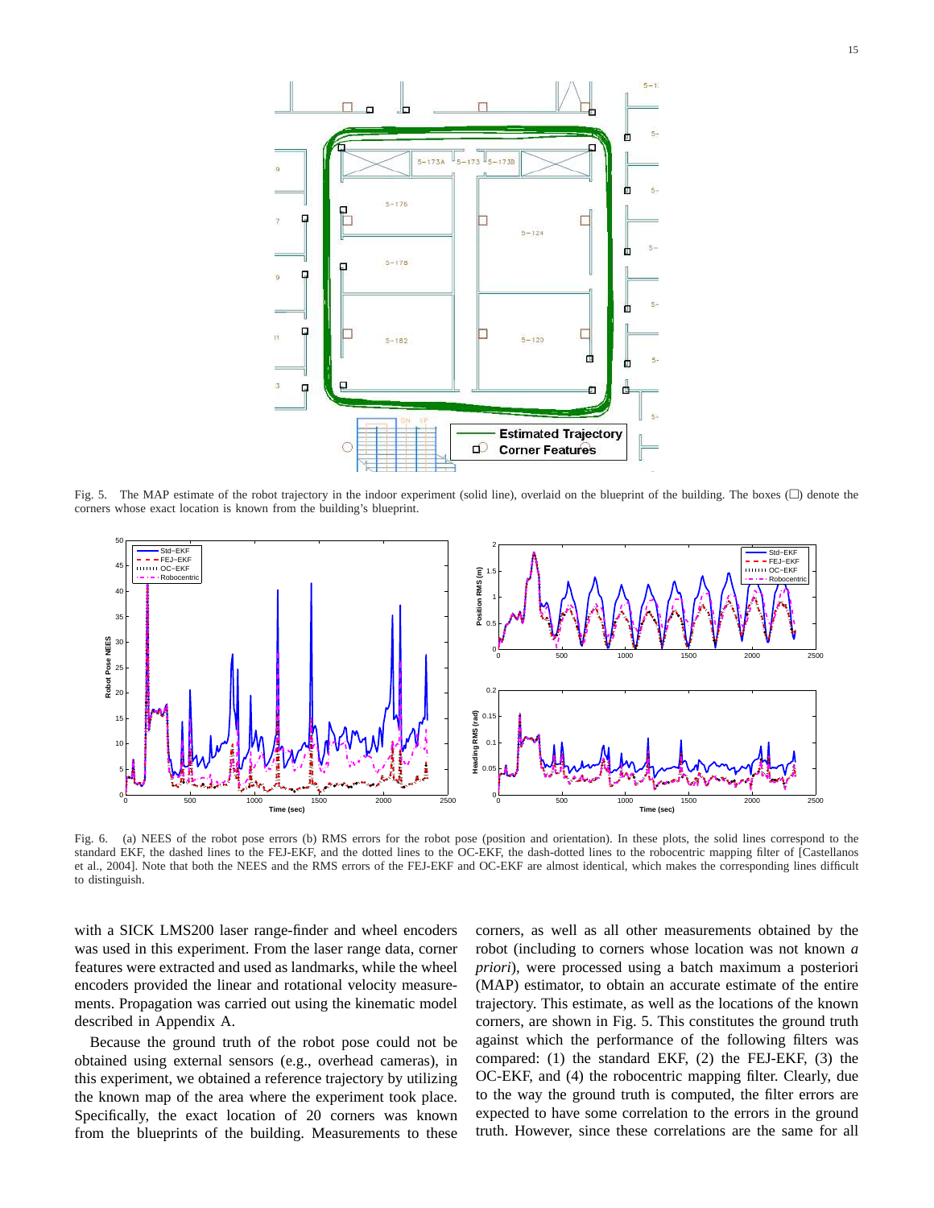Fig. 5. The MAP estimate of the robot trajectory in the indoor experiment (solid line), overlaid on the blueprint of the building. The boxes (□) denote the corners whose exact location is known from the building's blueprint.

Fig. 6. (a) NEES of the robot pose errors (b) RMS errors for the robot pose (position and orientation). In these plots, the solid lines correspond to the standard EKF, the dashed lines to the FEJ-EKF, and the dotted lines to the OC-EKF, the dash-dotted lines to the robocentric mapping filter of [Castellanos et al., 2004]. Note that both the NEES and the RMS errors of the FEJ-EKF and OC-EKF are almost identical, which makes the corresponding lines difficult to distinguish.

with a SICK LMS200 laser range-finder and wheel encoders was used in this experiment. From the laser range data, corner features were extracted and used as landmarks, while the wheel encoders provided the linear and rotational velocity measurements. Propagation was carried out using the kinematic model described in Appendix A.

Because the ground truth of the robot pose could not be obtained using external sensors (e.g., overhead cameras), in this experiment, we obtained a reference trajectory by utilizing the known map of the area where the experiment took place. Specifically, the exact location of 20 corners was known from the blueprints of the building. Measurements to these corners, as well as all other measurements obtained by the robot (including to corners whose location was not known *a priori*), were processed using a batch maximum a posteriori (MAP) estimator, to obtain an accurate estimate of the entire trajectory. This estimate, as well as the locations of the known corners, are shown in Fig. 5. This constitutes the ground truth against which the performance of the following filters was compared: (1) the standard EKF, (2) the FEJ-EKF, (3) the OC-EKF, and (4) the robocentric mapping filter. Clearly, due to the way the ground truth is computed, the filter errors are expected to have some correlation to the errors in the ground truth. However, since these correlations are the same for all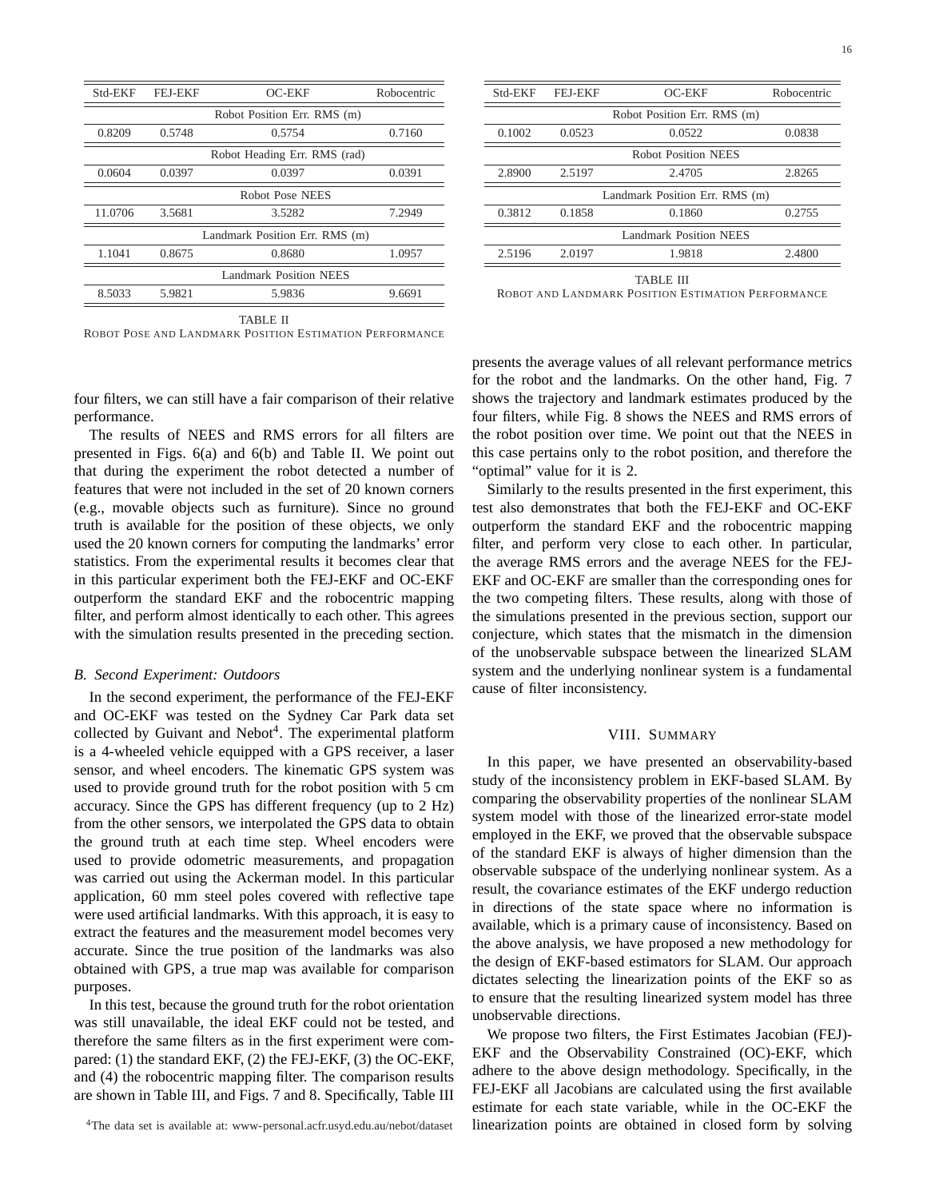| Std-EKF | FEJ-EKF | OC-EKF | Robocentric |
|---|---|---|---|
| Robot Position Err. RMS (m) | | | |
| 0.8209 | 0.5748 | 0.5754 | 0.7160 |
| Robot Heading Err. RMS (rad) | | | |
| 0.0604 | 0.0397 | 0.0397 | 0.0391 |
| Robot Pose NEES | | | |
| 11.0706 | 3.5681 | 3.5282 | 7.2949 |
| Landmark Position Err. RMS (m) | | | |
| 1.1041 | 0.8675 | 0.8680 | 1.0957 |
| Landmark Position NEES | | | |
| 8.5033 | 5.9821 | 5.9836 | 9.6691 |

TABLE II
ROBOT POSE AND LANDMARK POSITION ESTIMATION PERFORMANCE

four filters, we can still have a fair comparison of their relative performance.

The results of NEES and RMS errors for all filters are presented in Figs. 6(a) and 6(b) and Table II. We point out that during the experiment the robot detected a number of features that were not included in the set of 20 known corners (e.g., movable objects such as furniture). Since no ground truth is available for the position of these objects, we only used the 20 known corners for computing the landmarks' error statistics. From the experimental results it becomes clear that in this particular experiment both the FEJ-EKF and OC-EKF outperform the standard EKF and the robocentric mapping filter, and perform almost identically to each other. This agrees with the simulation results presented in the preceding section.

### B. Second Experiment: Outdoors

In the second experiment, the performance of the FEJ-EKF and OC-EKF was tested on the Sydney Car Park data set collected by Guivant and Nebot[4]. The experimental platform is a 4-wheeled vehicle equipped with a GPS receiver, a laser sensor, and wheel encoders. The kinematic GPS system was used to provide ground truth for the robot position with 5 cm accuracy. Since the GPS has different frequency (up to 2 Hz) from the other sensors, we interpolated the GPS data to obtain the ground truth at each time step. Wheel encoders were used to provide odometric measurements, and propagation was carried out using the Ackerman model. In this particular application, 60 mm steel poles covered with reflective tape were used artificial landmarks. With this approach, it is easy to extract the features and the measurement model becomes very accurate. Since the true position of the landmarks was also obtained with GPS, a true map was available for comparison purposes.

In this test, because the ground truth for the robot orientation was still unavailable, the ideal EKF could not be tested, and therefore the same filters as in the first experiment were compared: (1) the standard EKF, (2) the FEJ-EKF, (3) the OC-EKF, and (4) the robocentric mapping filter. The comparison results are shown in Table III, and Figs. 7 and 8. Specifically, Table III presents the average values of all relevant performance metrics for the robot and the landmarks. On the other hand, Fig. 7 shows the trajectory and landmark estimates produced by the four filters, while Fig. 8 shows the NEES and RMS errors of the robot position over time. We point out that the NEES in this case pertains only to the robot position, and therefore the "optimal" value for it is 2.

[4]The data set is available at: www-personal.acfr.usyd.edu.au/nebot/dataset

| Std-EKF | FEJ-EKF | OC-EKF | Robocentric |
|---|---|---|---|
| Robot Position Err. RMS (m) | | | |
| 0.1002 | 0.0523 | 0.0522 | 0.0838 |
| Robot Position NEES | | | |
| 2.8900 | 2.5197 | 2.4705 | 2.8265 |
| Landmark Position Err. RMS (m) | | | |
| 0.3812 | 0.1858 | 0.1860 | 0.2755 |
| Landmark Position NEES | | | |
| 2.5196 | 2.0197 | 1.9818 | 2.4800 |

TABLE III
ROBOT AND LANDMARK POSITION ESTIMATION PERFORMANCE

Similarly to the results presented in the first experiment, this test also demonstrates that both the FEJ-EKF and OC-EKF outperform the standard EKF and the robocentric mapping filter, and perform very close to each other. In particular, the average RMS errors and the average NEES for the FEJ-EKF and OC-EKF are smaller than the corresponding ones for the two competing filters. These results, along with those of the simulations presented in the previous section, support our conjecture, which states that the mismatch in the dimension of the unobservable subspace between the linearized SLAM system and the underlying nonlinear system is a fundamental cause of filter inconsistency.

## VIII. SUMMARY

In this paper, we have presented an observability-based study of the inconsistency problem in EKF-based SLAM. By comparing the observability properties of the nonlinear SLAM system model with those of the linearized error-state model employed in the EKF, we proved that the observable subspace of the standard EKF is always of higher dimension than the observable subspace of the underlying nonlinear system. As a result, the covariance estimates of the EKF undergo reduction in directions of the state space where no information is available, which is a primary cause of inconsistency. Based on the above analysis, we have proposed a new methodology for the design of EKF-based estimators for SLAM. Our approach dictates selecting the linearization points of the EKF so as to ensure that the resulting linearized system model has three unobservable directions.

We propose two filters, the First Estimates Jacobian (FEJ)-EKF and the Observability Constrained (OC)-EKF, which adhere to the above design methodology. Specifically, in the FEJ-EKF all Jacobians are calculated using the first available estimate for each state variable, while in the OC-EKF the linearization points are obtained in closed form by solving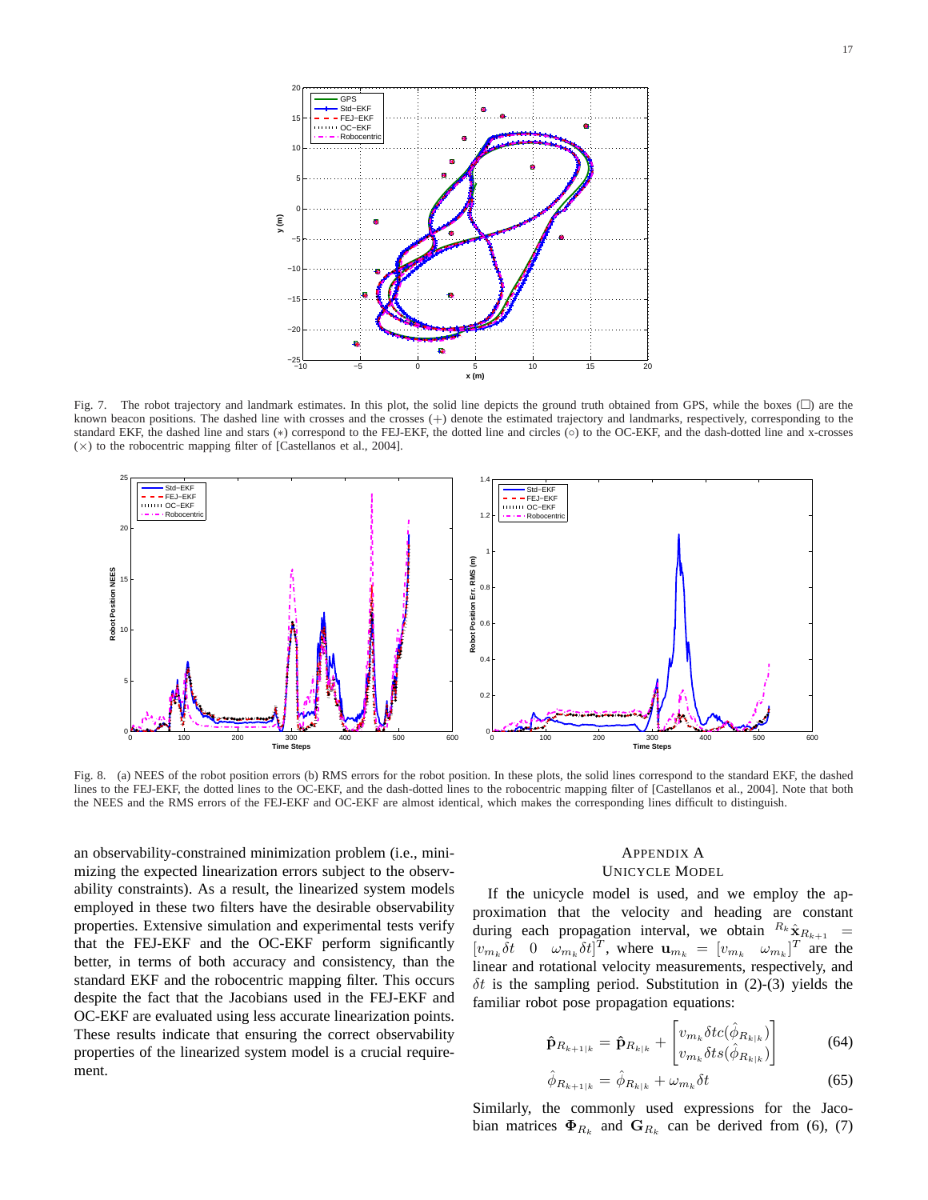Fig. 7. The robot trajectory and landmark estimates. In this plot, the solid line depicts the ground truth obtained from GPS, while the boxes (□) are the known beacon positions. The dashed line with crosses and the crosses (+) denote the estimated trajectory and landmarks, respectively, corresponding to the standard EKF, the dashed line and stars (∗) correspond to the FEJ-EKF, the dotted line and circles (○) to the OC-EKF, and the dash-dotted line and x-crosses (×) to the robocentric mapping filter of [Castellanos et al., 2004].

Fig. 8. (a) NEES of the robot position errors (b) RMS errors for the robot position. In these plots, the solid lines correspond to the standard EKF, the dashed lines to the FEJ-EKF, the dotted lines to the OC-EKF, and the dash-dotted lines to the robocentric mapping filter of [Castellanos et al., 2004]. Note that both the NEES and the RMS errors of the FEJ-EKF and OC-EKF are almost identical, which makes the corresponding lines difficult to distinguish.

an observability-constrained minimization problem (i.e., minimizing the expected linearization errors subject to the observability constraints). As a result, the linearized system models employed in these two filters have the desirable observability properties. Extensive simulation and experimental tests verify that the FEJ-EKF and the OC-EKF perform significantly better, in terms of both accuracy and consistency, than the standard EKF and the robocentric mapping filter. This occurs despite the fact that the Jacobians used in the FEJ-EKF and OC-EKF are evaluated using less accurate linearization points. These results indicate that ensuring the correct observability properties of the linearized system model is a crucial requirement.

## Appendix A
## Unicycle Model

If the unicycle model is used, and we employ the approximation that the velocity and heading are constant during each propagation interval, we obtain ${}^{R_k}\hat{\mathbf{x}}_{R_{k+1}} = [v_{m_k}\delta t \quad 0 \quad \omega_{m_k}\delta t]^T$, where $\mathbf{u}_{m_k} = [v_{m_k} \quad \omega_{m_k}]^T$ are the linear and rotational velocity measurements, respectively, and $\delta t$ is the sampling period. Substitution in (2)-(3) yields the familiar robot pose propagation equations:

$$\hat{\mathbf{p}}_{R_{k+1|k}} = \hat{\mathbf{p}}_{R_{k|k}} + \begin{bmatrix} v_{m_k}\delta t c(\hat{\phi}_{R_{k|k}}) \\ v_{m_k}\delta t s(\hat{\phi}_{R_{k|k}}) \end{bmatrix} \tag{64}$$

$$\hat{\phi}_{R_{k+1|k}} = \hat{\phi}_{R_{k|k}} + \omega_{m_k}\delta t \tag{65}$$

Similarly, the commonly used expressions for the Jacobian matrices $\mathbf{\Phi}_{R_k}$ and $\mathbf{G}_{R_k}$ can be derived from (6), (7)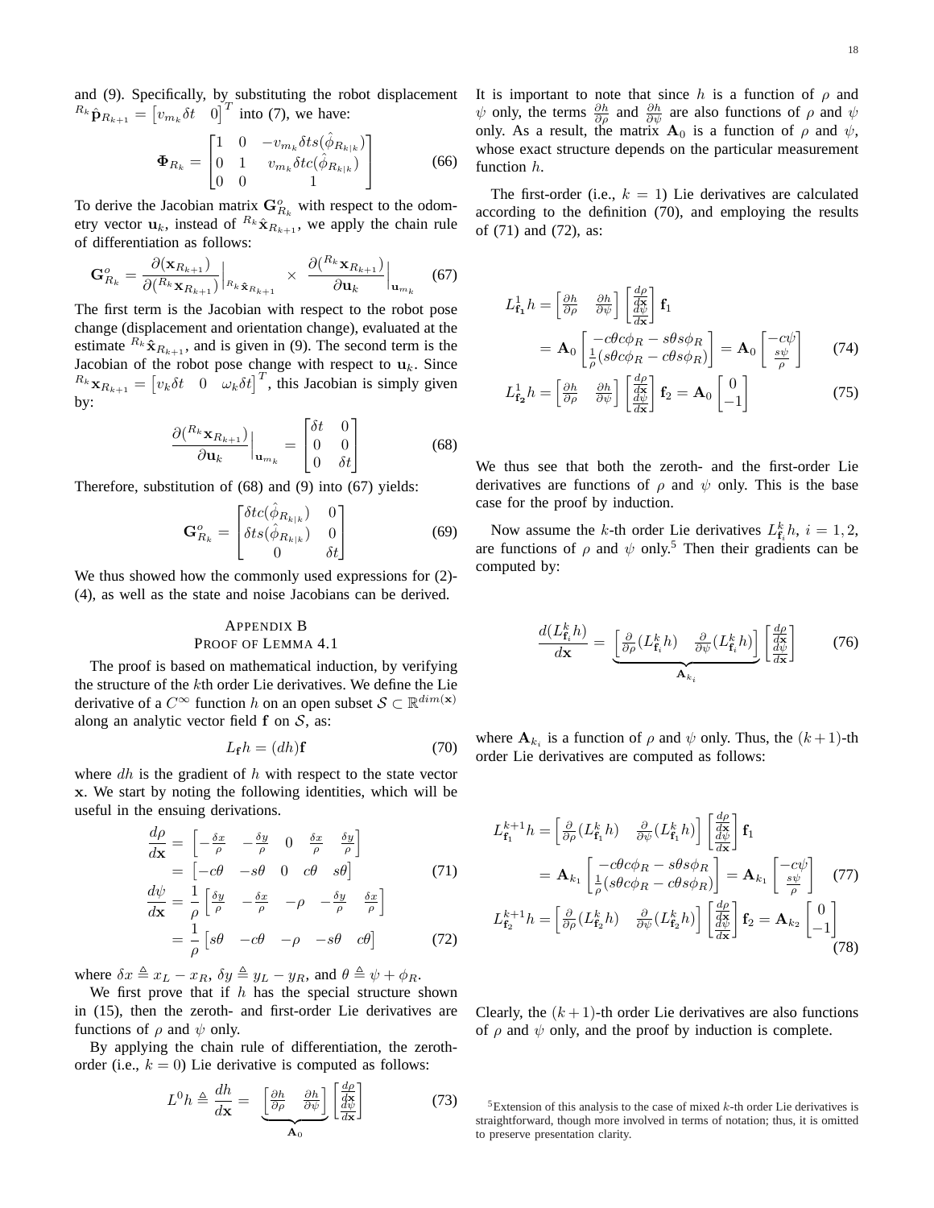and (9). Specifically, by substituting the robot displacement ${}^{R_k}\hat{\mathbf{p}}_{R_{k+1}} = \begin{bmatrix} v_{m_k}\delta t & 0 \end{bmatrix}^T$ into (7), we have:

$$\mathbf{\Phi}_{R_k} = \begin{bmatrix} 1 & 0 & -v_{m_k}\delta t s(\hat{\phi}_{R_{k|k}}) \\ 0 & 1 & v_{m_k}\delta t c(\hat{\phi}_{R_{k|k}}) \\ 0 & 0 & 1 \end{bmatrix} \tag{66}$$

To derive the Jacobian matrix $\mathbf{G}^o_{R_k}$ with respect to the odometry vector $\mathbf{u}_k$, instead of ${}^{R_k}\hat{\mathbf{x}}_{R_{k+1}}$, we apply the chain rule of differentiation as follows:

$$\mathbf{G}^o_{R_k} = \frac{\partial(\mathbf{x}_{R_{k+1}})}{\partial({}^{R_k}\mathbf{x}_{R_{k+1}})}\Big|_{{}^{R_k}\hat{\mathbf{x}}_{R_{k+1}}} \times \frac{\partial({}^{R_k}\mathbf{x}_{R_{k+1}})}{\partial \mathbf{u}_k}\Big|_{\mathbf{u}_{m_k}} \tag{67}$$

The first term is the Jacobian with respect to the robot pose change (displacement and orientation change), evaluated at the estimate ${}^{R_k}\hat{\mathbf{x}}_{R_{k+1}}$, and is given in (9). The second term is the Jacobian of the robot pose change with respect to $\mathbf{u}_k$. Since ${}^{R_k}\mathbf{x}_{R_{k+1}} = \begin{bmatrix} v_k\delta t & 0 & \omega_k \delta t \end{bmatrix}^T$, this Jacobian is simply given by:

$$\frac{\partial({}^{R_k}\mathbf{x}_{R_{k+1}})}{\partial \mathbf{u}_k}\Big|_{\mathbf{u}_{m_k}} = \begin{bmatrix} \delta t & 0 \\ 0 & 0 \\ 0 & \delta t \end{bmatrix} \tag{68}$$

Therefore, substitution of (68) and (9) into (67) yields:

$$\mathbf{G}^o_{R_k} = \begin{bmatrix} \delta t c(\hat{\phi}_{R_{k|k}}) & 0 \\ \delta t s(\hat{\phi}_{R_{k|k}}) & 0 \\ 0 & \delta t \end{bmatrix} \tag{69}$$

We thus showed how the commonly used expressions for (2)-(4), as well as the state and noise Jacobians can be derived.

## Appendix B
## Proof of Lemma 4.1

The proof is based on mathematical induction, by verifying the structure of the $k$th order Lie derivatives. We define the Lie derivative of a $C^\infty$ function $h$ on an open subset $\mathcal{S} \subset \mathbb{R}^{dim(\mathbf{x})}$ along an analytic vector field $\mathbf{f}$ on $\mathcal{S}$, as:

$$L_{\mathbf{f}} h = (dh)\mathbf{f} \tag{70}$$

where $dh$ is the gradient of $h$ with respect to the state vector $\mathbf{x}$. We start by noting the following identities, which will be useful in the ensuing derivations.

$$\begin{aligned} \frac{d\rho}{d\mathbf{x}} &= \begin{bmatrix} -\frac{\delta x}{\rho} & -\frac{\delta y}{\rho} & 0 & \frac{\delta x}{\rho} & \frac{\delta y}{\rho} \end{bmatrix} \\ &= \begin{bmatrix} -c\theta & -s\theta & 0 & c\theta & s\theta \end{bmatrix} \end{aligned} \tag{71}$$

$$\begin{aligned} \frac{d\psi}{d\mathbf{x}} &= \frac{1}{\rho}\begin{bmatrix} \frac{\delta y}{\rho} & -\frac{\delta x}{\rho} & -\rho & -\frac{\delta y}{\rho} & \frac{\delta x}{\rho} \end{bmatrix} \\ &= \frac{1}{\rho}\begin{bmatrix} s\theta & -c\theta & -\rho & -s\theta & c\theta \end{bmatrix} \end{aligned} \tag{72}$$

where $\delta x \triangleq x_L - x_R$, $\delta y \triangleq y_L - y_R$, and $\theta \triangleq \psi + \phi_R$.

We first prove that if $h$ has the special structure shown in (15), then the zeroth- and first-order Lie derivatives are functions of $\rho$ and $\psi$ only.

By applying the chain rule of differentiation, the zeroth-order (i.e., $k=0$) Lie derivative is computed as follows:

$$L^0 h \triangleq \frac{dh}{d\mathbf{x}} = \underbrace{\begin{bmatrix} \frac{\partial h}{\partial \rho} & \frac{\partial h}{\partial \psi} \end{bmatrix}}_{\mathbf{A}_0} \begin{bmatrix} \frac{d\rho}{d\mathbf{x}} \\ \frac{d\psi}{d\mathbf{x}} \end{bmatrix} \tag{73}$$

It is important to note that since $h$ is a function of $\rho$ and $\psi$ only, the terms $\frac{\partial h}{\partial \rho}$ and $\frac{\partial h}{\partial \psi}$ are also functions of $\rho$ and $\psi$ only. As a result, the matrix $\mathbf{A}_0$ is a function of $\rho$ and $\psi$, whose exact structure depends on the particular measurement function $h$.

The first-order (i.e., $k=1$) Lie derivatives are calculated according to the definition (70), and employing the results of (71) and (72), as:

$$\begin{aligned} L^1_{\mathbf{f}_1} h &= \begin{bmatrix} \frac{\partial h}{\partial \rho} & \frac{\partial h}{\partial \psi} \end{bmatrix} \begin{bmatrix} \frac{d\rho}{d\mathbf{x}} \\ \frac{d\psi}{d\mathbf{x}} \end{bmatrix} \mathbf{f}_1 \\ &= \mathbf{A}_0 \begin{bmatrix} -c\theta c\phi_R - s\theta s\phi_R \\ \frac{1}{\rho}(s\theta c\phi_R - c\theta s\phi_R) \end{bmatrix} = \mathbf{A}_0 \begin{bmatrix} -c\psi \\ \frac{s\psi}{\rho} \end{bmatrix} \end{aligned} \tag{74}$$

$$L^1_{\mathbf{f}_2} h = \begin{bmatrix} \frac{\partial h}{\partial \rho} & \frac{\partial h}{\partial \psi} \end{bmatrix} \begin{bmatrix} \frac{d\rho}{d\mathbf{x}} \\ \frac{d\psi}{d\mathbf{x}} \end{bmatrix} \mathbf{f}_2 = \mathbf{A}_0 \begin{bmatrix} 0 \\ -1 \end{bmatrix} \tag{75}$$

We thus see that both the zeroth- and the first-order Lie derivatives are functions of $\rho$ and $\psi$ only. This is the base case for the proof by induction.

Now assume the $k$-th order Lie derivatives $L^k_{\mathbf{f}_i} h$, $i = 1, 2$, are functions of $\rho$ and $\psi$ only.[5] Then their gradients can be computed by:

$$\frac{d(L^k_{\mathbf{f}_i} h)}{d\mathbf{x}} = \underbrace{\begin{bmatrix} \frac{\partial}{\partial \rho}(L^k_{\mathbf{f}_i} h) & \frac{\partial}{\partial \psi}(L^k_{\mathbf{f}_i} h) \end{bmatrix}}_{\mathbf{A}_{k_i}} \begin{bmatrix} \frac{d\rho}{d\mathbf{x}} \\ \frac{d\psi}{d\mathbf{x}} \end{bmatrix} \tag{76}$$

where $\mathbf{A}_{k_i}$ is a function of $\rho$ and $\psi$ only. Thus, the $(k+1)$-th order Lie derivatives are computed as follows:

$$\begin{aligned} L^{k+1}_{\mathbf{f}_1} h &= \begin{bmatrix} \frac{\partial}{\partial \rho}(L^k_{\mathbf{f}_1} h) & \frac{\partial}{\partial \psi}(L^k_{\mathbf{f}_1} h) \end{bmatrix} \begin{bmatrix} \frac{d\rho}{d\mathbf{x}} \\ \frac{d\psi}{d\mathbf{x}} \end{bmatrix} \mathbf{f}_1 \\ &= \mathbf{A}_{k_1} \begin{bmatrix} -c\theta c\phi_R - s\theta s\phi_R \\ \frac{1}{\rho}(s\theta c\phi_R - c\theta s\phi_R) \end{bmatrix} = \mathbf{A}_{k_1} \begin{bmatrix} -c\psi \\ \frac{s\psi}{\rho} \end{bmatrix} \end{aligned} \tag{77}$$

$$L^{k+1}_{\mathbf{f}_2} h = \begin{bmatrix} \frac{\partial}{\partial \rho}(L^k_{\mathbf{f}_2} h) & \frac{\partial}{\partial \psi}(L^k_{\mathbf{f}_2} h) \end{bmatrix} \begin{bmatrix} \frac{d\rho}{d\mathbf{x}} \\ \frac{d\psi}{d\mathbf{x}} \end{bmatrix} \mathbf{f}_2 = \mathbf{A}_{k_2} \begin{bmatrix} 0 \\ -1 \end{bmatrix} \tag{78}$$

Clearly, the $(k+1)$-th order Lie derivatives are also functions of $\rho$ and $\psi$ only, and the proof by induction is complete.

[5] Extension of this analysis to the case of mixed $k$-th order Lie derivatives is straightforward, though more involved in terms of notation; thus, it is omitted to preserve presentation clarity.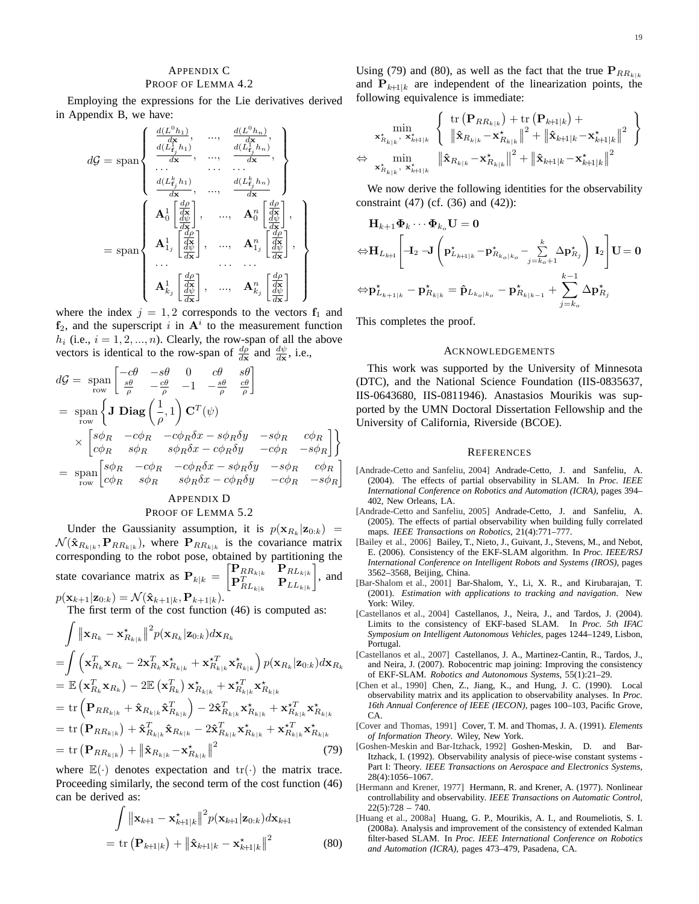## Appendix C
### Proof of Lemma 4.2

Employing the expressions for the Lie derivatives derived in Appendix B, we have:

$$
d\mathcal{G} = \text{span}\left\{ \begin{array}{ccc} \frac{d(L^0 h_1)}{d\mathbf{x}}, & \ldots, & \frac{d(L^0 h_n)}{d\mathbf{x}}, \\ \frac{d(L^1_{\mathbf{f}_j} h_1)}{d\mathbf{x}}, & \ldots, & \frac{d(L^1_{\mathbf{f}_j} h_n)}{d\mathbf{x}}, \\ \ldots & \ldots & \ldots \\ \frac{d(L^k_{\mathbf{f}_j} h_1)}{d\mathbf{x}}, & \ldots, & \frac{d(L^k_{\mathbf{f}_j} h_n)}{d\mathbf{x}} \end{array} \right\}
$$

$$
= \text{span}\left\{ \begin{array}{ccc} \mathbf{A}^1_0 \begin{bmatrix} \frac{d\rho}{d\mathbf{x}} \\ \frac{d\psi}{d\mathbf{x}} \end{bmatrix}, & \ldots, & \mathbf{A}^n_0 \begin{bmatrix} \frac{d\rho}{d\mathbf{x}} \\ \frac{d\psi}{d\mathbf{x}} \end{bmatrix}, \\ \mathbf{A}^1_{1_j} \begin{bmatrix} \frac{d\rho}{d\mathbf{x}} \\ \frac{d\psi}{d\mathbf{x}} \end{bmatrix}, & \ldots, & \mathbf{A}^n_{1_j} \begin{bmatrix} \frac{d\rho}{d\mathbf{x}} \\ \frac{d\psi}{d\mathbf{x}} \end{bmatrix}, \\ \ldots & \ldots & \ldots \\ \mathbf{A}^1_{k_j} \begin{bmatrix} \frac{d\rho}{d\mathbf{x}} \\ \frac{d\psi}{d\mathbf{x}} \end{bmatrix}, & \ldots, & \mathbf{A}^n_{k_j} \begin{bmatrix} \frac{d\rho}{d\mathbf{x}} \\ \frac{d\psi}{d\mathbf{x}} \end{bmatrix} \end{array} \right\}
$$

where the index $j = 1, 2$ corresponds to the vectors $\mathbf{f}_1$ and $\mathbf{f}_2$, and the superscript $i$ in $\mathbf{A}^i$ to the measurement function $h_i$ (i.e., $i = 1, 2, ..., n$). Clearly, the row-span of all the above vectors is identical to the row-span of $\frac{d\rho}{d\mathbf{x}}$ and $\frac{d\psi}{d\mathbf{x}}$, i.e.,

$$
\begin{aligned}
d\mathcal{G} &= \underset{\text{row}}{\text{span}} \begin{bmatrix} -c\theta & -s\theta & 0 & c\theta & s\theta \\ \frac{s\theta}{\rho} & -\frac{c\theta}{\rho} & -1 & -\frac{s\theta}{\rho} & \frac{c\theta}{\rho} \end{bmatrix} \\
&= \underset{\text{row}}{\text{span}} \Bigg\{ \mathbf{J}\ \mathbf{Diag}\left(\frac{1}{\rho}, 1\right) \mathbf{C}^T(\psi) \\
&\quad \times \begin{bmatrix} s\phi_R & -c\phi_R & -c\phi_R \delta x - s\phi_R \delta y & -s\phi_R & c\phi_R \\ c\phi_R & s\phi_R & s\phi_R \delta x - c\phi_R \delta y & -c\phi_R & -s\phi_R \end{bmatrix} \Bigg\} \\
&= \underset{\text{row}}{\text{span}} \begin{bmatrix} s\phi_R & -c\phi_R & -c\phi_R \delta x - s\phi_R \delta y & -s\phi_R & c\phi_R \\ c\phi_R & s\phi_R & s\phi_R \delta x - c\phi_R \delta y & -c\phi_R & -s\phi_R \end{bmatrix}
\end{aligned}
$$

## Appendix D
### Proof of Lemma 5.2

Under the Gaussianity assumption, it is $p(\mathbf{x}_{R_k}|\mathbf{z}_{0:k}) = \mathcal{N}(\hat{\mathbf{x}}_{R_{k|k}}, \mathbf{P}_{RR_{k|k}})$, where $\mathbf{P}_{RR_{k|k}}$ is the covariance matrix corresponding to the robot pose, obtained by partitioning the state covariance matrix as $\mathbf{P}_{k|k} = \begin{bmatrix} \mathbf{P}_{RR_{k|k}} & \mathbf{P}_{RL_{k|k}} \\ \mathbf{P}^T_{RL_{k|k}} & \mathbf{P}_{LL_{k|k}} \end{bmatrix}$, and $p(\mathbf{x}_{k+1}|\mathbf{z}_{0:k}) = \mathcal{N}(\hat{\mathbf{x}}_{k+1|k}, \mathbf{P}_{k+1|k})$.

The first term of the cost function (46) is computed as:

$$
\begin{aligned}
&\int \left\| \mathbf{x}_{R_k} - \mathbf{x}^\star_{R_{k|k}} \right\|^2 p(\mathbf{x}_{R_k}|\mathbf{z}_{0:k}) d\mathbf{x}_{R_k} \\
&= \int \left( \mathbf{x}^T_{R_k}\mathbf{x}_{R_k} - 2\mathbf{x}^T_{R_k}\mathbf{x}^\star_{R_{k|k}} + \mathbf{x}^{\star T}_{R_{k|k}}\mathbf{x}^\star_{R_{k|k}} \right) p(\mathbf{x}_{R_k}|\mathbf{z}_{0:k}) d\mathbf{x}_{R_k} \\
&= \mathbb{E}\left(\mathbf{x}^T_{R_k}\mathbf{x}_{R_k}\right) - 2\mathbb{E}\left(\mathbf{x}^T_{R_k}\right)\mathbf{x}^\star_{R_{k|k}} + \mathbf{x}^{\star T}_{R_{k|k}}\mathbf{x}^\star_{R_{k|k}} \\
&= \text{tr}\left( \mathbf{P}_{RR_{k|k}} + \hat{\mathbf{x}}_{R_{k|k}}\hat{\mathbf{x}}^T_{R_{k|k}} \right) - 2\hat{\mathbf{x}}^T_{R_{k|k}}\mathbf{x}^\star_{R_{k|k}} + \mathbf{x}^{\star T}_{R_{k|k}}\mathbf{x}^\star_{R_{k|k}} \\
&= \text{tr}\left(\mathbf{P}_{RR_{k|k}}\right) + \hat{\mathbf{x}}^T_{R_{k|k}}\hat{\mathbf{x}}_{R_{k|k}} - 2\hat{\mathbf{x}}^T_{R_{k|k}}\mathbf{x}^\star_{R_{k|k}} + \mathbf{x}^{\star T}_{R_{k|k}}\mathbf{x}^\star_{R_{k|k}} \\
&= \text{tr}\left(\mathbf{P}_{RR_{k|k}}\right) + \left\| \hat{\mathbf{x}}_{R_{k|k}} - \mathbf{x}^\star_{R_{k|k}} \right\|^2 \qquad (79)
\end{aligned}
$$

where $\mathbb{E}(\cdot)$ denotes expectation and $\text{tr}(\cdot)$ the matrix trace. Proceeding similarly, the second term of the cost function (46) can be derived as:

$$
\begin{aligned}
&\int \left\| \mathbf{x}_{k+1} - \mathbf{x}^\star_{k+1|k} \right\|^2 p(\mathbf{x}_{k+1}|\mathbf{z}_{0:k}) d\mathbf{x}_{k+1} \\
&= \text{tr}\left(\mathbf{P}_{k+1|k}\right) + \left\| \hat{\mathbf{x}}_{k+1|k} - \mathbf{x}^\star_{k+1|k} \right\|^2 \qquad (80)
\end{aligned}
$$

Using (79) and (80), as well as the fact that the true $\mathbf{P}_{RR_{k|k}}$ and $\mathbf{P}_{k+1|k}$ are independent of the linearization points, the following equivalence is immediate:

$$
\begin{aligned}
&\min_{\mathbf{x}^\star_{R_{k|k}},\ \mathbf{x}^\star_{k+1|k}} \left\{ \begin{array}{l} \text{tr}\left(\mathbf{P}_{RR_{k|k}}\right) + \text{tr}\left(\mathbf{P}_{k+1|k}\right) + \\ \left\| \hat{\mathbf{x}}_{R_{k|k}} - \mathbf{x}^\star_{R_{k|k}} \right\|^2 + \left\| \hat{\mathbf{x}}_{k+1|k} - \mathbf{x}^\star_{k+1|k} \right\|^2 \end{array} \right\} \\
\Leftrightarrow &\min_{\mathbf{x}^\star_{R_{k|k}},\ \mathbf{x}^\star_{k+1|k}} \left\| \hat{\mathbf{x}}_{R_{k|k}} - \mathbf{x}^\star_{R_{k|k}} \right\|^2 + \left\| \hat{\mathbf{x}}_{k+1|k} - \mathbf{x}^\star_{k+1|k} \right\|^2
\end{aligned}
$$

We now derive the following identities for the observability constraint (47) (cf. (36) and (42)):

$$
\begin{aligned}
&\mathbf{H}_{k+1}\mathbf{\Phi}_k \cdots \mathbf{\Phi}_{k_o}\mathbf{U} = \mathbf{0} \\
\Leftrightarrow &\mathbf{H}_{L_{k+1}} \left[ -\mathbf{I}_2\ \ -\mathbf{J}\left( \mathbf{p}^\star_{L_{k+1|k}} - \mathbf{p}^\star_{R_{k_o|k_o}} - \sum_{j=k_o+1}^{k} \Delta\mathbf{p}^\star_{R_j} \right)\ \ \mathbf{I}_2 \right] \mathbf{U} = \mathbf{0} \\
\Leftrightarrow &\mathbf{p}^\star_{L_{k+1|k}} - \mathbf{p}^\star_{R_{k|k}} = \hat{\mathbf{p}}_{L_{k_o|k_o}} - \mathbf{p}^\star_{R_{k|k-1}} + \sum_{j=k_o}^{k-1} \Delta\mathbf{p}^\star_{R_j}
\end{aligned}
$$

This completes the proof.

## Acknowledgements

This work was supported by the University of Minnesota (DTC), and the National Science Foundation (IIS-0835637, IIS-0643680, IIS-0811946). Anastasios Mourikis was supported by the UMN Doctoral Dissertation Fellowship and the University of California, Riverside (BCOE).

## References

[Andrade-Cetto and Sanfeliu, 2004] Andrade-Cetto, J. and Sanfeliu, A. (2004). The effects of partial observability in SLAM. In *Proc. IEEE International Conference on Robotics and Automation (ICRA)*, pages 394–402, New Orleans, LA.

[Andrade-Cetto and Sanfeliu, 2005] Andrade-Cetto, J. and Sanfeliu, A. (2005). The effects of partial observability when building fully correlated maps. *IEEE Transactions on Robotics*, 21(4):771–777.

[Bailey et al., 2006] Bailey, T., Nieto, J., Guivant, J., Stevens, M., and Nebot, E. (2006). Consistency of the EKF-SLAM algorithm. In *Proc. IEEE/RSJ International Conference on Intelligent Robots and Systems (IROS)*, pages 3562–3568, Beijing, China.

[Bar-Shalom et al., 2001] Bar-Shalom, Y., Li, X. R., and Kirubarajan, T. (2001). *Estimation with applications to tracking and navigation*. New York: Wiley.

[Castellanos et al., 2004] Castellanos, J., Neira, J., and Tardos, J. (2004). Limits to the consistency of EKF-based SLAM. In *Proc. 5th IFAC Symposium on Intelligent Autonomous Vehicles*, pages 1244–1249, Lisbon, Portugal.

[Castellanos et al., 2007] Castellanos, J. A., Martinez-Cantin, R., Tardos, J., and Neira, J. (2007). Robocentric map joining: Improving the consistency of EKF-SLAM. *Robotics and Autonomous Systems*, 55(1):21–29.

[Chen et al., 1990] Chen, Z., Jiang, K., and Hung, J. C. (1990). Local observability matrix and its application to observability analyses. In *Proc. 16th Annual Conference of IEEE (IECON)*, pages 100–103, Pacific Grove, CA.

[Cover and Thomas, 1991] Cover, T. M. and Thomas, J. A. (1991). *Elements of Information Theory*. Wiley, New York.

[Goshen-Meskin and Bar-Itzhack, 1992] Goshen-Meskin, D. and Bar-Itzhack, I. (1992). Observability analysis of piece-wise constant systems - Part I: Theory. *IEEE Transactions on Aerospace and Electronics Systems*, 28(4):1056–1067.

[Hermann and Krener, 1977] Hermann, R. and Krener, A. (1977). Nonlinear controllability and observability. *IEEE Transactions on Automatic Control*, 22(5):728 – 740.

[Huang et al., 2008a] Huang, G. P., Mourikis, A. I., and Roumeliotis, S. I. (2008a). Analysis and improvement of the consistency of extended Kalman filter-based SLAM. In *Proc. IEEE International Conference on Robotics and Automation (ICRA)*, pages 473–479, Pasadena, CA.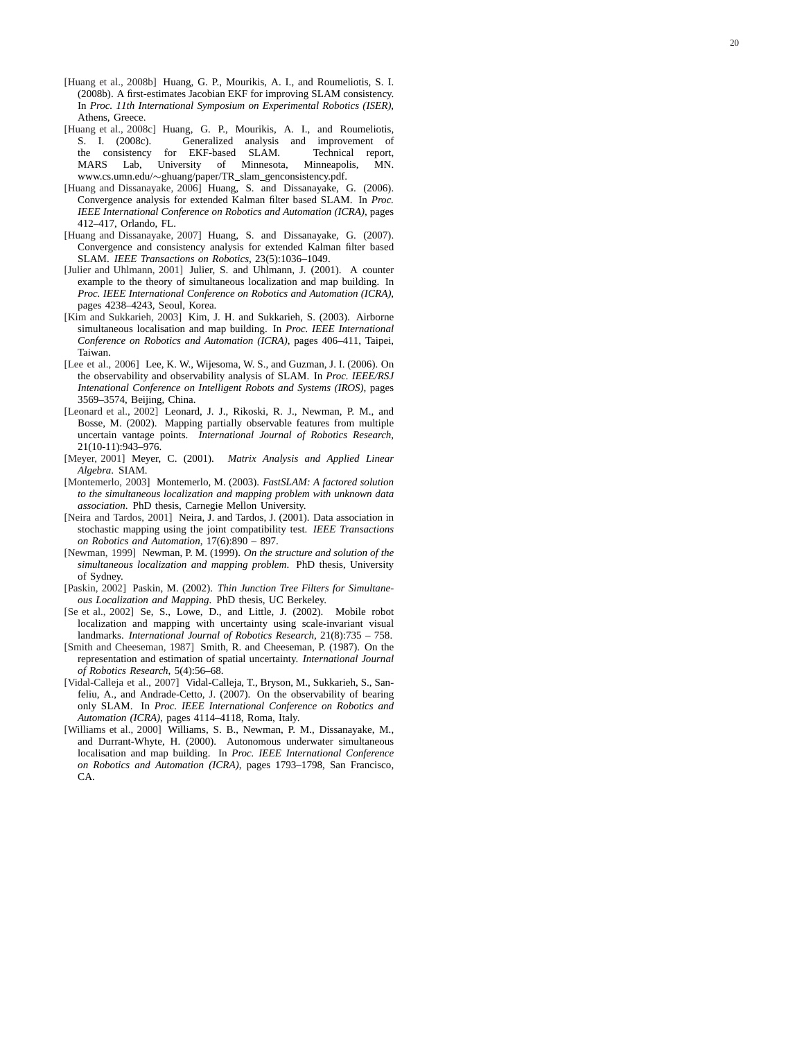[Huang et al., 2008b] Huang, G. P., Mourikis, A. I., and Roumeliotis, S. I. (2008b). A first-estimates Jacobian EKF for improving SLAM consistency. In *Proc. 11th International Symposium on Experimental Robotics (ISER)*, Athens, Greece.

[Huang et al., 2008c] Huang, G. P., Mourikis, A. I., and Roumeliotis, S. I. (2008c). Generalized analysis and improvement of the consistency for EKF-based SLAM. Technical report, MARS Lab, University of Minnesota, Minneapolis, MN. www.cs.umn.edu/∼ghuang/paper/TR_slam_genconsistency.pdf.

[Huang and Dissanayake, 2006] Huang, S. and Dissanayake, G. (2006). Convergence analysis for extended Kalman filter based SLAM. In *Proc. IEEE International Conference on Robotics and Automation (ICRA)*, pages 412–417, Orlando, FL.

[Huang and Dissanayake, 2007] Huang, S. and Dissanayake, G. (2007). Convergence and consistency analysis for extended Kalman filter based SLAM. *IEEE Transactions on Robotics*, 23(5):1036–1049.

[Julier and Uhlmann, 2001] Julier, S. and Uhlmann, J. (2001). A counter example to the theory of simultaneous localization and map building. In *Proc. IEEE International Conference on Robotics and Automation (ICRA)*, pages 4238–4243, Seoul, Korea.

[Kim and Sukkarieh, 2003] Kim, J. H. and Sukkarieh, S. (2003). Airborne simultaneous localisation and map building. In *Proc. IEEE International Conference on Robotics and Automation (ICRA)*, pages 406–411, Taipei, Taiwan.

[Lee et al., 2006] Lee, K. W., Wijesoma, W. S., and Guzman, J. I. (2006). On the observability and observability analysis of SLAM. In *Proc. IEEE/RSJ Intenational Conference on Intelligent Robots and Systems (IROS)*, pages 3569–3574, Beijing, China.

[Leonard et al., 2002] Leonard, J. J., Rikoski, R. J., Newman, P. M., and Bosse, M. (2002). Mapping partially observable features from multiple uncertain vantage points. *International Journal of Robotics Research*, 21(10-11):943–976.

[Meyer, 2001] Meyer, C. (2001). *Matrix Analysis and Applied Linear Algebra*. SIAM.

[Montemerlo, 2003] Montemerlo, M. (2003). *FastSLAM: A factored solution to the simultaneous localization and mapping problem with unknown data association*. PhD thesis, Carnegie Mellon University.

[Neira and Tardos, 2001] Neira, J. and Tardos, J. (2001). Data association in stochastic mapping using the joint compatibility test. *IEEE Transactions on Robotics and Automation*, 17(6):890 – 897.

[Newman, 1999] Newman, P. M. (1999). *On the structure and solution of the simultaneous localization and mapping problem*. PhD thesis, University of Sydney.

[Paskin, 2002] Paskin, M. (2002). *Thin Junction Tree Filters for Simultaneous Localization and Mapping*. PhD thesis, UC Berkeley.

[Se et al., 2002] Se, S., Lowe, D., and Little, J. (2002). Mobile robot localization and mapping with uncertainty using scale-invariant visual landmarks. *International Journal of Robotics Research*, 21(8):735 – 758.

[Smith and Cheeseman, 1987] Smith, R. and Cheeseman, P. (1987). On the representation and estimation of spatial uncertainty. *International Journal of Robotics Research*, 5(4):56–68.

[Vidal-Calleja et al., 2007] Vidal-Calleja, T., Bryson, M., Sukkarieh, S., Sanfeliu, A., and Andrade-Cetto, J. (2007). On the observability of bearing only SLAM. In *Proc. IEEE International Conference on Robotics and Automation (ICRA)*, pages 4114–4118, Roma, Italy.

[Williams et al., 2000] Williams, S. B., Newman, P. M., Dissanayake, M., and Durrant-Whyte, H. (2000). Autonomous underwater simultaneous localisation and map building. In *Proc. IEEE International Conference on Robotics and Automation (ICRA)*, pages 1793–1798, San Francisco, CA.